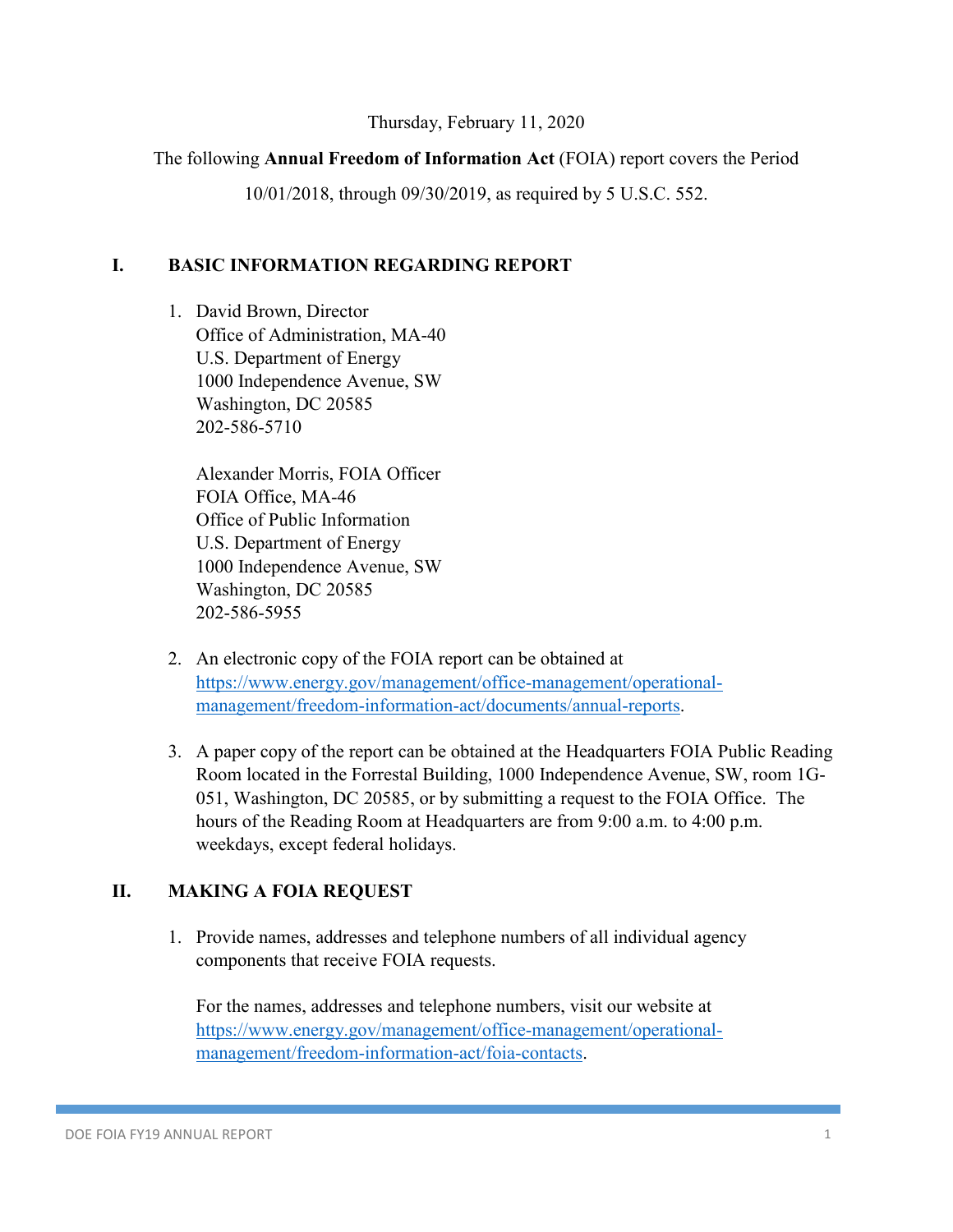Thursday, February 11, 2020

The following **Annual Freedom of Information Act** (FOIA) report covers the Period 10/01/2018, through 09/30/2019, as required by 5 U.S.C. 552.

## I. BASIC INFORMATION REGARDING REPORT

1. David Brown, Director
   Office of Administration, MA-40
   U.S. Department of Energy
   1000 Independence Avenue, SW
   Washington, DC 20585
   202-586-5710

   Alexander Morris, FOIA Officer
   FOIA Office, MA-46
   Office of Public Information
   U.S. Department of Energy
   1000 Independence Avenue, SW
   Washington, DC 20585
   202-586-5955

2. An electronic copy of the FOIA report can be obtained at https://www.energy.gov/management/office-management/operational-management/freedom-information-act/documents/annual-reports.

3. A paper copy of the report can be obtained at the Headquarters FOIA Public Reading Room located in the Forrestal Building, 1000 Independence Avenue, SW, room 1G-051, Washington, DC 20585, or by submitting a request to the FOIA Office. The hours of the Reading Room at Headquarters are from 9:00 a.m. to 4:00 p.m. weekdays, except federal holidays.

## II. MAKING A FOIA REQUEST

1. Provide names, addresses and telephone numbers of all individual agency components that receive FOIA requests.

   For the names, addresses and telephone numbers, visit our website at https://www.energy.gov/management/office-management/operational-management/freedom-information-act/foia-contacts.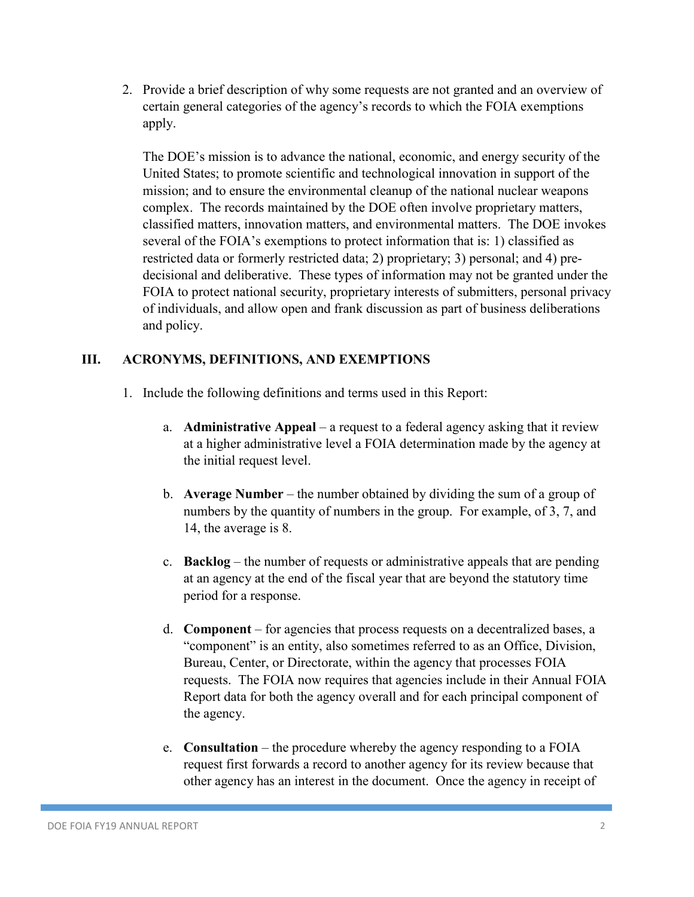2. Provide a brief description of why some requests are not granted and an overview of certain general categories of the agency's records to which the FOIA exemptions apply.

   The DOE's mission is to advance the national, economic, and energy security of the United States; to promote scientific and technological innovation in support of the mission; and to ensure the environmental cleanup of the national nuclear weapons complex. The records maintained by the DOE often involve proprietary matters, classified matters, innovation matters, and environmental matters. The DOE invokes several of the FOIA's exemptions to protect information that is: 1) classified as restricted data or formerly restricted data; 2) proprietary; 3) personal; and 4) pre-decisional and deliberative. These types of information may not be granted under the FOIA to protect national security, proprietary interests of submitters, personal privacy of individuals, and allow open and frank discussion as part of business deliberations and policy.

## III. ACRONYMS, DEFINITIONS, AND EXEMPTIONS

1. Include the following definitions and terms used in this Report:

   a. **Administrative Appeal** – a request to a federal agency asking that it review at a higher administrative level a FOIA determination made by the agency at the initial request level.

   b. **Average Number** – the number obtained by dividing the sum of a group of numbers by the quantity of numbers in the group. For example, of 3, 7, and 14, the average is 8.

   c. **Backlog** – the number of requests or administrative appeals that are pending at an agency at the end of the fiscal year that are beyond the statutory time period for a response.

   d. **Component** – for agencies that process requests on a decentralized bases, a "component" is an entity, also sometimes referred to as an Office, Division, Bureau, Center, or Directorate, within the agency that processes FOIA requests. The FOIA now requires that agencies include in their Annual FOIA Report data for both the agency overall and for each principal component of the agency.

   e. **Consultation** – the procedure whereby the agency responding to a FOIA request first forwards a record to another agency for its review because that other agency has an interest in the document. Once the agency in receipt of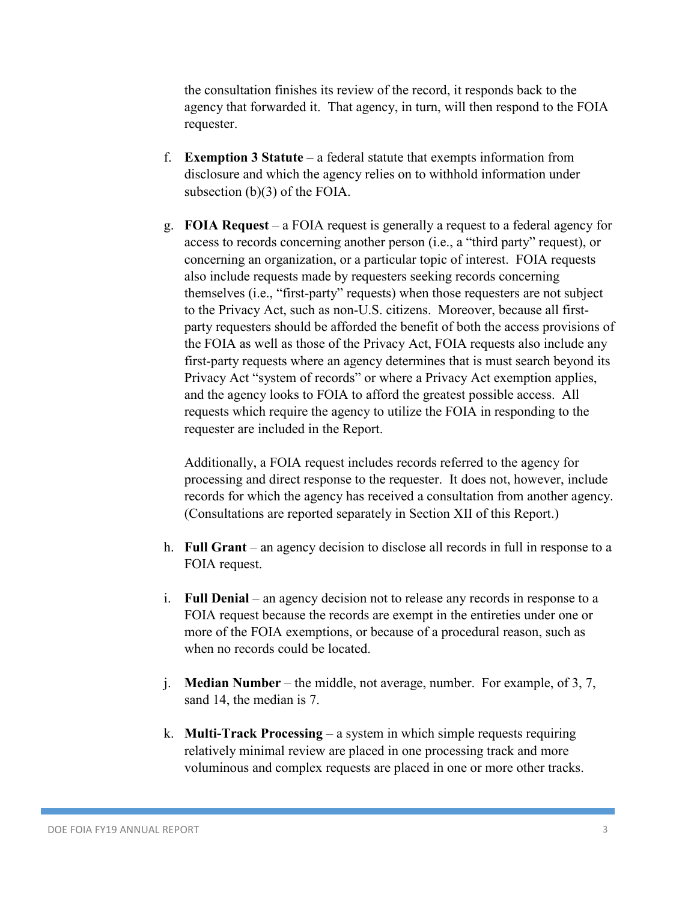the consultation finishes its review of the record, it responds back to the agency that forwarded it. That agency, in turn, will then respond to the FOIA requester.

f. **Exemption 3 Statute** – a federal statute that exempts information from disclosure and which the agency relies on to withhold information under subsection (b)(3) of the FOIA.

g. **FOIA Request** – a FOIA request is generally a request to a federal agency for access to records concerning another person (i.e., a "third party" request), or concerning an organization, or a particular topic of interest. FOIA requests also include requests made by requesters seeking records concerning themselves (i.e., "first-party" requests) when those requesters are not subject to the Privacy Act, such as non-U.S. citizens. Moreover, because all first-party requesters should be afforded the benefit of both the access provisions of the FOIA as well as those of the Privacy Act, FOIA requests also include any first-party requests where an agency determines that is must search beyond its Privacy Act "system of records" or where a Privacy Act exemption applies, and the agency looks to FOIA to afford the greatest possible access. All requests which require the agency to utilize the FOIA in responding to the requester are included in the Report.

   Additionally, a FOIA request includes records referred to the agency for processing and direct response to the requester. It does not, however, include records for which the agency has received a consultation from another agency. (Consultations are reported separately in Section XII of this Report.)

h. **Full Grant** – an agency decision to disclose all records in full in response to a FOIA request.

i. **Full Denial** – an agency decision not to release any records in response to a FOIA request because the records are exempt in the entireties under one or more of the FOIA exemptions, or because of a procedural reason, such as when no records could be located.

j. **Median Number** – the middle, not average, number. For example, of 3, 7, sand 14, the median is 7.

k. **Multi-Track Processing** – a system in which simple requests requiring relatively minimal review are placed in one processing track and more voluminous and complex requests are placed in one or more other tracks.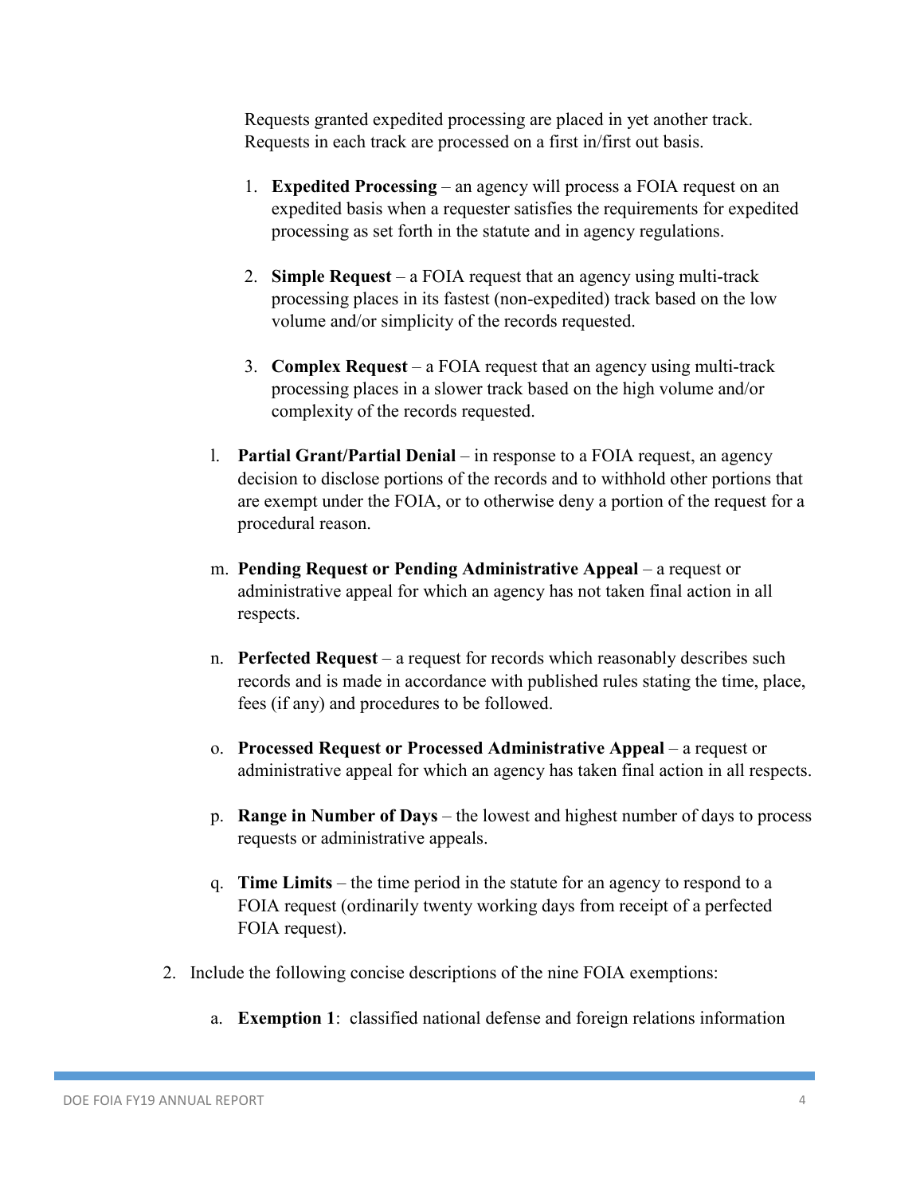Requests granted expedited processing are placed in yet another track. Requests in each track are processed on a first in/first out basis.

1. **Expedited Processing** – an agency will process a FOIA request on an expedited basis when a requester satisfies the requirements for expedited processing as set forth in the statute and in agency regulations.

2. **Simple Request** – a FOIA request that an agency using multi-track processing places in its fastest (non-expedited) track based on the low volume and/or simplicity of the records requested.

3. **Complex Request** – a FOIA request that an agency using multi-track processing places in a slower track based on the high volume and/or complexity of the records requested.

l. **Partial Grant/Partial Denial** – in response to a FOIA request, an agency decision to disclose portions of the records and to withhold other portions that are exempt under the FOIA, or to otherwise deny a portion of the request for a procedural reason.

m. **Pending Request or Pending Administrative Appeal** – a request or administrative appeal for which an agency has not taken final action in all respects.

n. **Perfected Request** – a request for records which reasonably describes such records and is made in accordance with published rules stating the time, place, fees (if any) and procedures to be followed.

o. **Processed Request or Processed Administrative Appeal** – a request or administrative appeal for which an agency has taken final action in all respects.

p. **Range in Number of Days** – the lowest and highest number of days to process requests or administrative appeals.

q. **Time Limits** – the time period in the statute for an agency to respond to a FOIA request (ordinarily twenty working days from receipt of a perfected FOIA request).

2. Include the following concise descriptions of the nine FOIA exemptions:

   a. **Exemption 1**: classified national defense and foreign relations information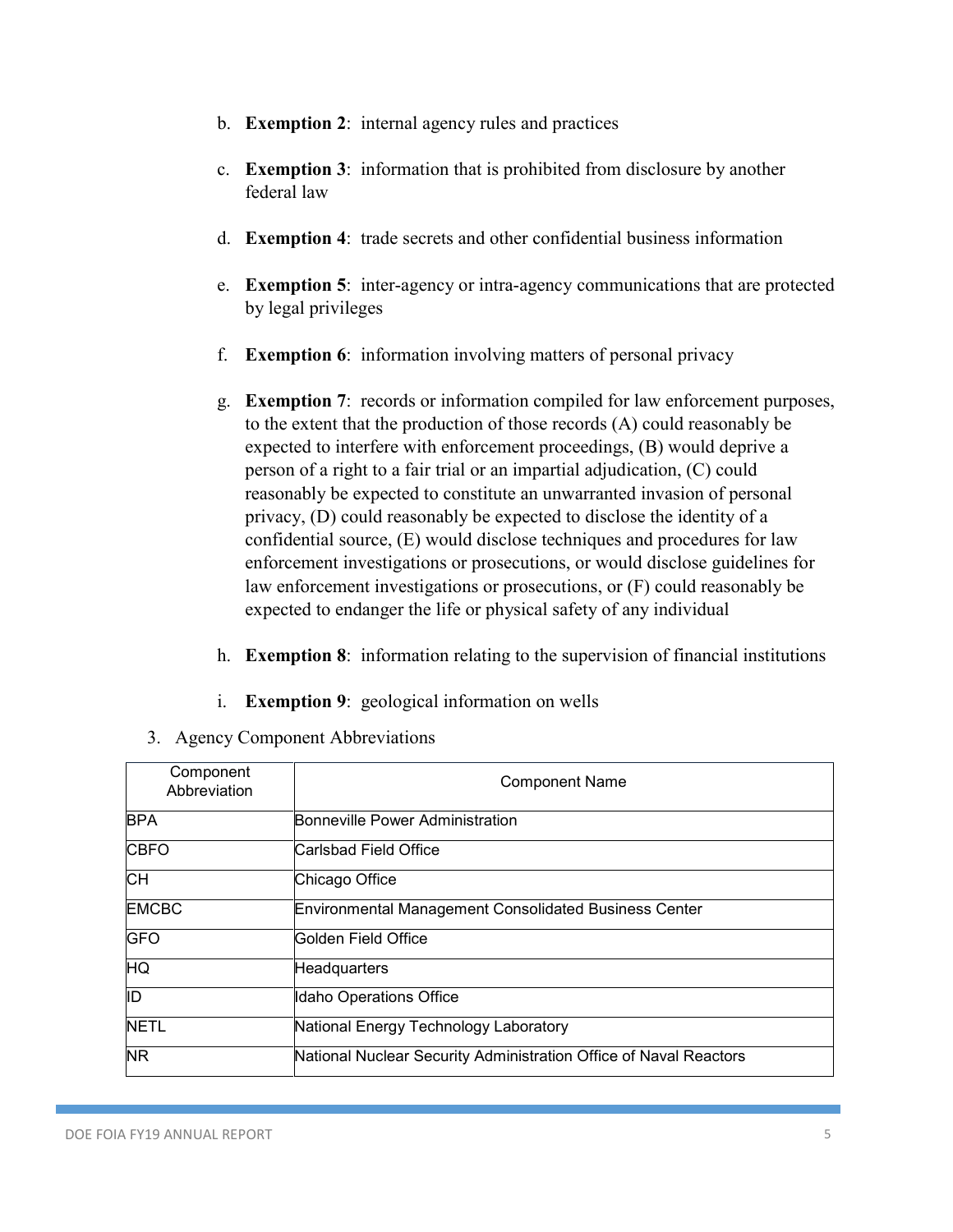b. **Exemption 2**: internal agency rules and practices

c. **Exemption 3**: information that is prohibited from disclosure by another federal law

d. **Exemption 4**: trade secrets and other confidential business information

e. **Exemption 5**: inter-agency or intra-agency communications that are protected by legal privileges

f. **Exemption 6**: information involving matters of personal privacy

g. **Exemption 7**: records or information compiled for law enforcement purposes, to the extent that the production of those records (A) could reasonably be expected to interfere with enforcement proceedings, (B) would deprive a person of a right to a fair trial or an impartial adjudication, (C) could reasonably be expected to constitute an unwarranted invasion of personal privacy, (D) could reasonably be expected to disclose the identity of a confidential source, (E) would disclose techniques and procedures for law enforcement investigations or prosecutions, or would disclose guidelines for law enforcement investigations or prosecutions, or (F) could reasonably be expected to endanger the life or physical safety of any individual

h. **Exemption 8**: information relating to the supervision of financial institutions

i. **Exemption 9**: geological information on wells

3. Agency Component Abbreviations

| Component Abbreviation | Component Name |
| --- | --- |
| BPA | Bonneville Power Administration |
| CBFO | Carlsbad Field Office |
| CH | Chicago Office |
| EMCBC | Environmental Management Consolidated Business Center |
| GFO | Golden Field Office |
| HQ | Headquarters |
| ID | Idaho Operations Office |
| NETL | National Energy Technology Laboratory |
| NR | National Nuclear Security Administration Office of Naval Reactors |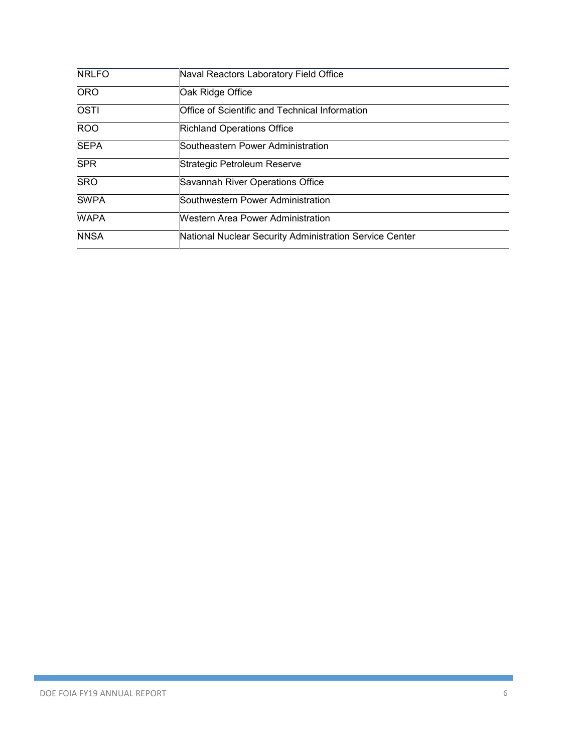| NRLFO | Naval Reactors Laboratory Field Office |
|---|---|
| ORO | Oak Ridge Office |
| OSTI | Office of Scientific and Technical Information |
| ROO | Richland Operations Office |
| SEPA | Southeastern Power Administration |
| SPR | Strategic Petroleum Reserve |
| SRO | Savannah River Operations Office |
| SWPA | Southwestern Power Administration |
| WAPA | Western Area Power Administration |
| NNSA | National Nuclear Security Administration Service Center |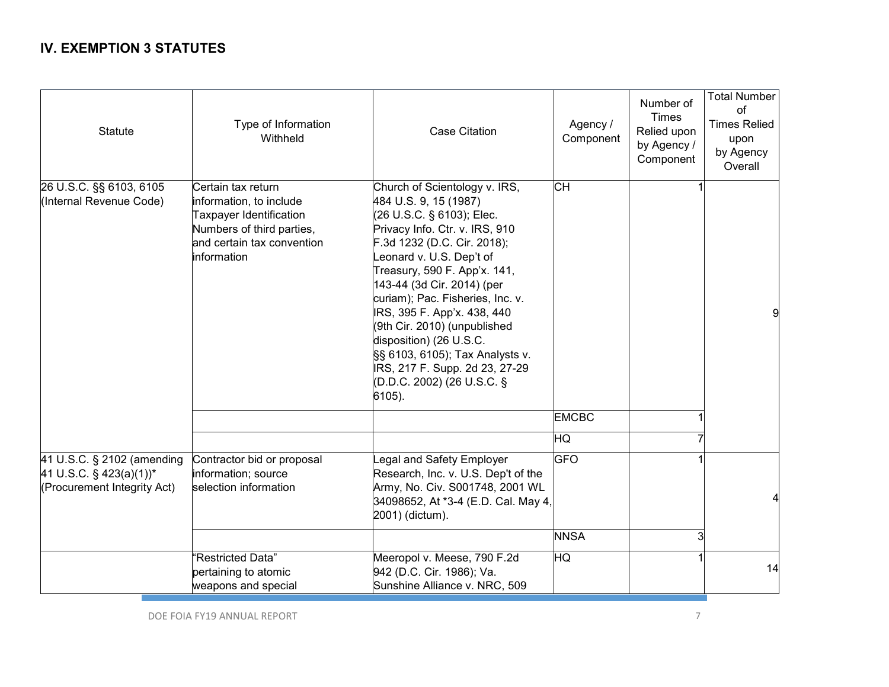## IV. EXEMPTION 3 STATUTES

| Statute | Type of Information Withheld | Case Citation | Agency / Component | Number of Times Relied upon by Agency / Component | Total Number of Times Relied upon by Agency Overall |
|---|---|---|---|---|---|
| 26 U.S.C. §§ 6103, 6105 (Internal Revenue Code) | Certain tax return information, to include Taxpayer Identification Numbers of third parties, and certain tax convention information | Church of Scientology v. IRS, 484 U.S. 9, 15 (1987) (26 U.S.C. § 6103); Elec. Privacy Info. Ctr. v. IRS, 910 F.3d 1232 (D.C. Cir. 2018); Leonard v. U.S. Dep't of Treasury, 590 F. App'x. 141, 143-44 (3d Cir. 2014) (per curiam); Pac. Fisheries, Inc. v. IRS, 395 F. App'x. 438, 440 (9th Cir. 2010) (unpublished disposition) (26 U.S.C. §§ 6103, 6105); Tax Analysts v. IRS, 217 F. Supp. 2d 23, 27-29 (D.D.C. 2002) (26 U.S.C. § 6105). | CH | 1 | 9 |
| | | | EMCBC | 1 | |
| | | | HQ | 7 | |
| 41 U.S.C. § 2102 (amending 41 U.S.C. § 423(a)(1))* (Procurement Integrity Act) | Contractor bid or proposal information; source selection information | Legal and Safety Employer Research, Inc. v. U.S. Dep't of the Army, No. Civ. S001748, 2001 WL 34098652, At *3-4 (E.D. Cal. May 4, 2001) (dictum). | GFO | 1 | 4 |
| | | | NNSA | 3 | |
| | "Restricted Data" pertaining to atomic weapons and special | Meeropol v. Meese, 790 F.2d 942 (D.C. Cir. 1986); Va. Sunshine Alliance v. NRC, 509 | HQ | 1 | 14 |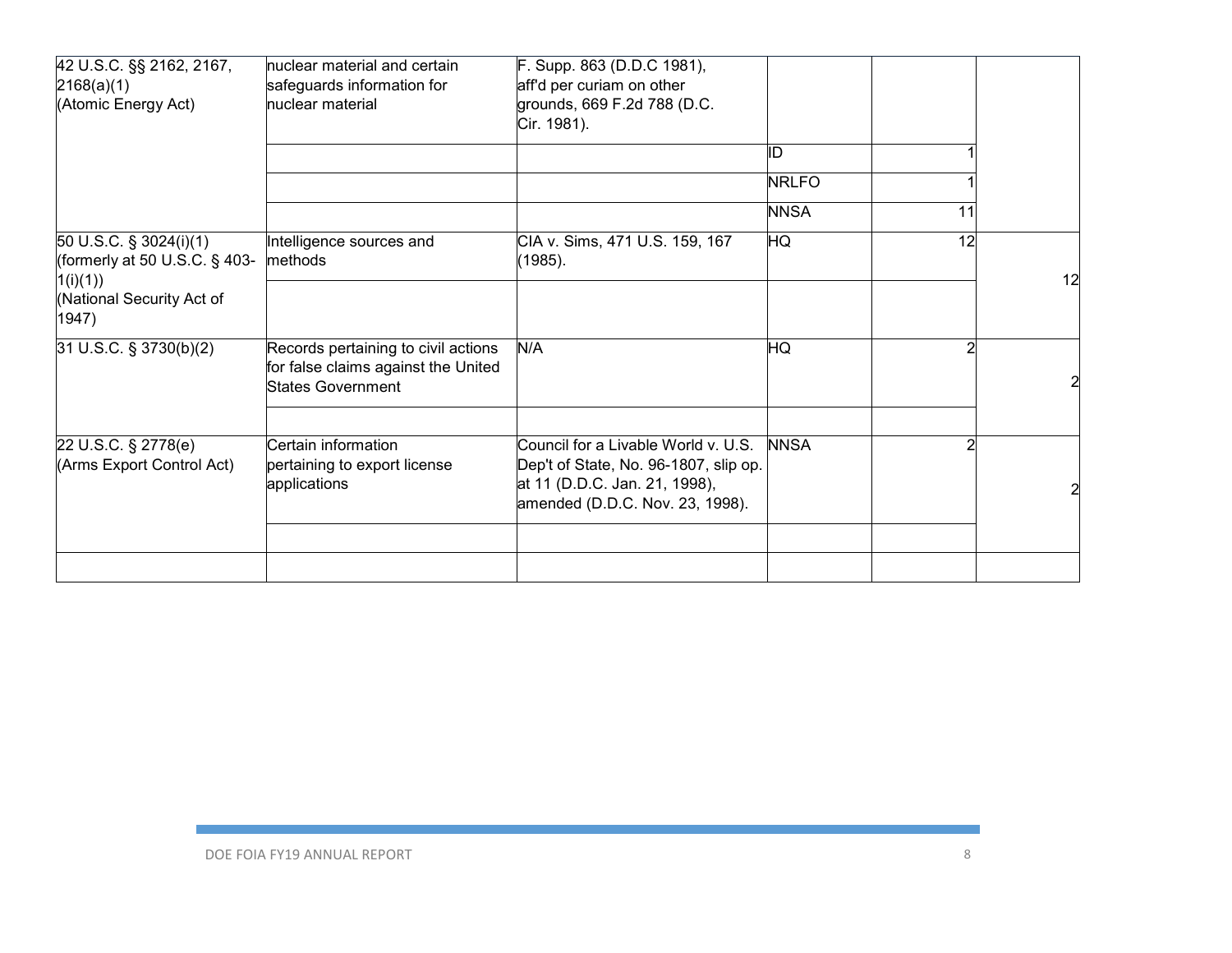| | | | | | |
|---|---|---|---|---|---|
| 42 U.S.C. §§ 2162, 2167, 2168(a)(1) (Atomic Energy Act) | nuclear material and certain safeguards information for nuclear material | F. Supp. 863 (D.D.C 1981), aff'd per curiam on other grounds, 669 F.2d 788 (D.C. Cir. 1981). | | | |
| | | | ID | 1 | |
| | | | NRLFO | 1 | |
| | | | NNSA | 11 | |
| 50 U.S.C. § 3024(i)(1) (formerly at 50 U.S.C. § 403-1(i)(1)) (National Security Act of 1947) | Intelligence sources and methods | CIA v. Sims, 471 U.S. 159, 167 (1985). | HQ | 12 | 12 |
| | | | | | |
| 31 U.S.C. § 3730(b)(2) | Records pertaining to civil actions for false claims against the United States Government | N/A | HQ | 2 | 2 |
| | | | | | |
| 22 U.S.C. § 2778(e) (Arms Export Control Act) | Certain information pertaining to export license applications | Council for a Livable World v. U.S. Dep't of State, No. 96-1807, slip op. at 11 (D.D.C. Jan. 21, 1998), amended (D.D.C. Nov. 23, 1998). | NNSA | 2 | 2 |
| | | | | | |
| | | | | | |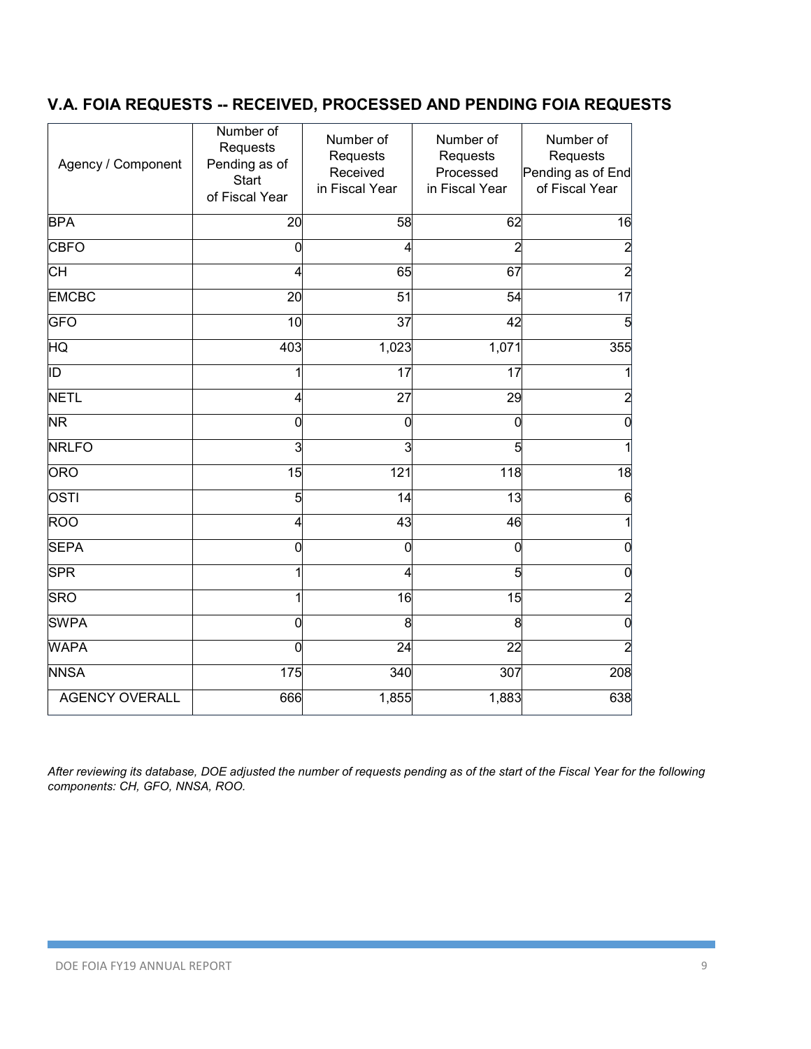## V.A. FOIA REQUESTS -- RECEIVED, PROCESSED AND PENDING FOIA REQUESTS

| Agency / Component | Number of Requests Pending as of Start of Fiscal Year | Number of Requests Received in Fiscal Year | Number of Requests Processed in Fiscal Year | Number of Requests Pending as of End of Fiscal Year |
|---|---|---|---|---|
| BPA | 20 | 58 | 62 | 16 |
| CBFO | 0 | 4 | 2 | 2 |
| CH | 4 | 65 | 67 | 2 |
| EMCBC | 20 | 51 | 54 | 17 |
| GFO | 10 | 37 | 42 | 5 |
| HQ | 403 | 1,023 | 1,071 | 355 |
| ID | 1 | 17 | 17 | 1 |
| NETL | 4 | 27 | 29 | 2 |
| NR | 0 | 0 | 0 | 0 |
| NRLFO | 3 | 3 | 5 | 1 |
| ORO | 15 | 121 | 118 | 18 |
| OSTI | 5 | 14 | 13 | 6 |
| ROO | 4 | 43 | 46 | 1 |
| SEPA | 0 | 0 | 0 | 0 |
| SPR | 1 | 4 | 5 | 0 |
| SRO | 1 | 16 | 15 | 2 |
| SWPA | 0 | 8 | 8 | 0 |
| WAPA | 0 | 24 | 22 | 2 |
| NNSA | 175 | 340 | 307 | 208 |
| AGENCY OVERALL | 666 | 1,855 | 1,883 | 638 |

*After reviewing its database, DOE adjusted the number of requests pending as of the start of the Fiscal Year for the following components: CH, GFO, NNSA, ROO.*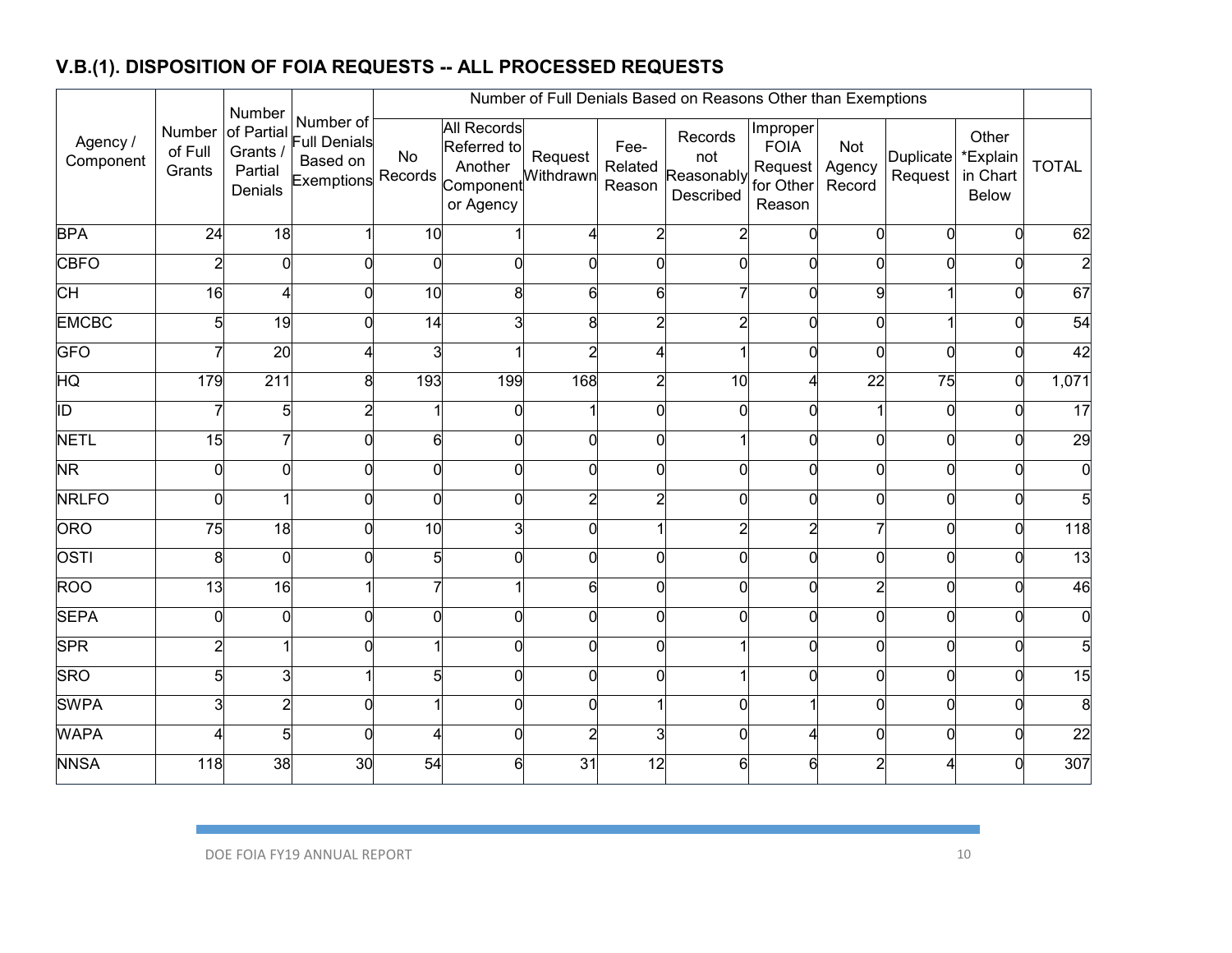## V.B.(1). DISPOSITION OF FOIA REQUESTS -- ALL PROCESSED REQUESTS

| Agency / Component | Number of Full Grants | Number of Partial Grants / Partial Denials | Number of Full Denials Based on Exemptions | Number of Full Denials Based on Reasons Other than Exemptions | | | | | | | | | |
|---|---|---|---|---|---|---|---|---|---|---|---|---|
| | | | | No Records | All Records Referred to Another Component or Agency | Request Withdrawn | Fee-Related Reason | Records not Reasonably Described | Improper FOIA Request for Other Reason | Not Agency Record | Duplicate Request | Other *Explain in Chart Below | TOTAL |
| BPA | 24 | 18 | 1 | 10 | 1 | 4 | 2 | 2 | 0 | 0 | 0 | 0 | 62 |
| CBFO | 2 | 0 | 0 | 0 | 0 | 0 | 0 | 0 | 0 | 0 | 0 | 0 | 2 |
| CH | 16 | 4 | 0 | 10 | 8 | 6 | 6 | 7 | 0 | 9 | 1 | 0 | 67 |
| EMCBC | 5 | 19 | 0 | 14 | 3 | 8 | 2 | 2 | 0 | 0 | 1 | 0 | 54 |
| GFO | 7 | 20 | 4 | 3 | 1 | 2 | 4 | 1 | 0 | 0 | 0 | 0 | 42 |
| HQ | 179 | 211 | 8 | 193 | 199 | 168 | 2 | 10 | 4 | 22 | 75 | 0 | 1,071 |
| ID | 7 | 5 | 2 | 1 | 0 | 1 | 0 | 0 | 0 | 1 | 0 | 0 | 17 |
| NETL | 15 | 7 | 0 | 6 | 0 | 0 | 0 | 1 | 0 | 0 | 0 | 0 | 29 |
| NR | 0 | 0 | 0 | 0 | 0 | 0 | 0 | 0 | 0 | 0 | 0 | 0 | 0 |
| NRLFO | 0 | 1 | 0 | 0 | 0 | 2 | 2 | 0 | 0 | 0 | 0 | 0 | 5 |
| ORO | 75 | 18 | 0 | 10 | 3 | 0 | 1 | 2 | 2 | 7 | 0 | 0 | 118 |
| OSTI | 8 | 0 | 0 | 5 | 0 | 0 | 0 | 0 | 0 | 0 | 0 | 0 | 13 |
| ROO | 13 | 16 | 1 | 7 | 1 | 6 | 0 | 0 | 0 | 2 | 0 | 0 | 46 |
| SEPA | 0 | 0 | 0 | 0 | 0 | 0 | 0 | 0 | 0 | 0 | 0 | 0 | 0 |
| SPR | 2 | 1 | 0 | 1 | 0 | 0 | 0 | 1 | 0 | 0 | 0 | 0 | 5 |
| SRO | 5 | 3 | 1 | 5 | 0 | 0 | 0 | 1 | 0 | 0 | 0 | 0 | 15 |
| SWPA | 3 | 2 | 0 | 1 | 0 | 0 | 1 | 0 | 1 | 0 | 0 | 0 | 8 |
| WAPA | 4 | 5 | 0 | 4 | 0 | 2 | 3 | 0 | 4 | 0 | 0 | 0 | 22 |
| NNSA | 118 | 38 | 30 | 54 | 6 | 31 | 12 | 6 | 6 | 2 | 4 | 0 | 307 |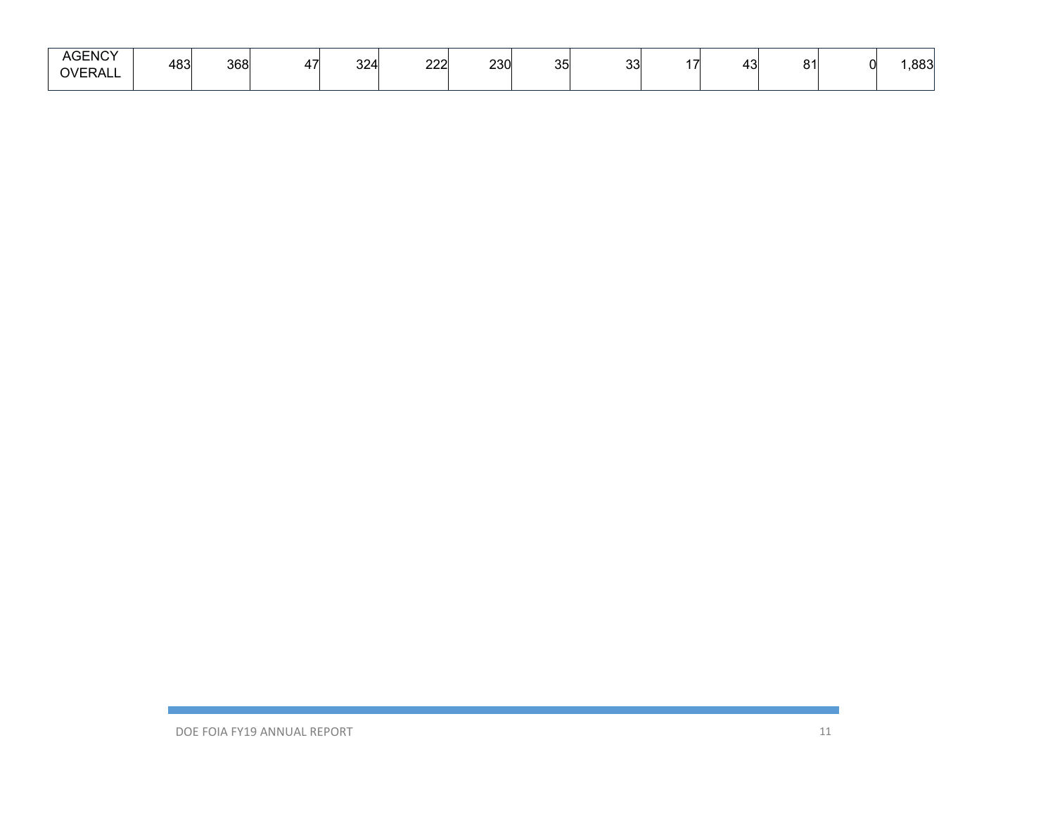| AGENCY OVERALL | 483 | 368 | 47 | 324 | 222 | 230 | 35 | 33 | 17 | 43 | 81 | 0 | 1,883 |
|---|---|---|---|---|---|---|---|---|---|---|---|---|---|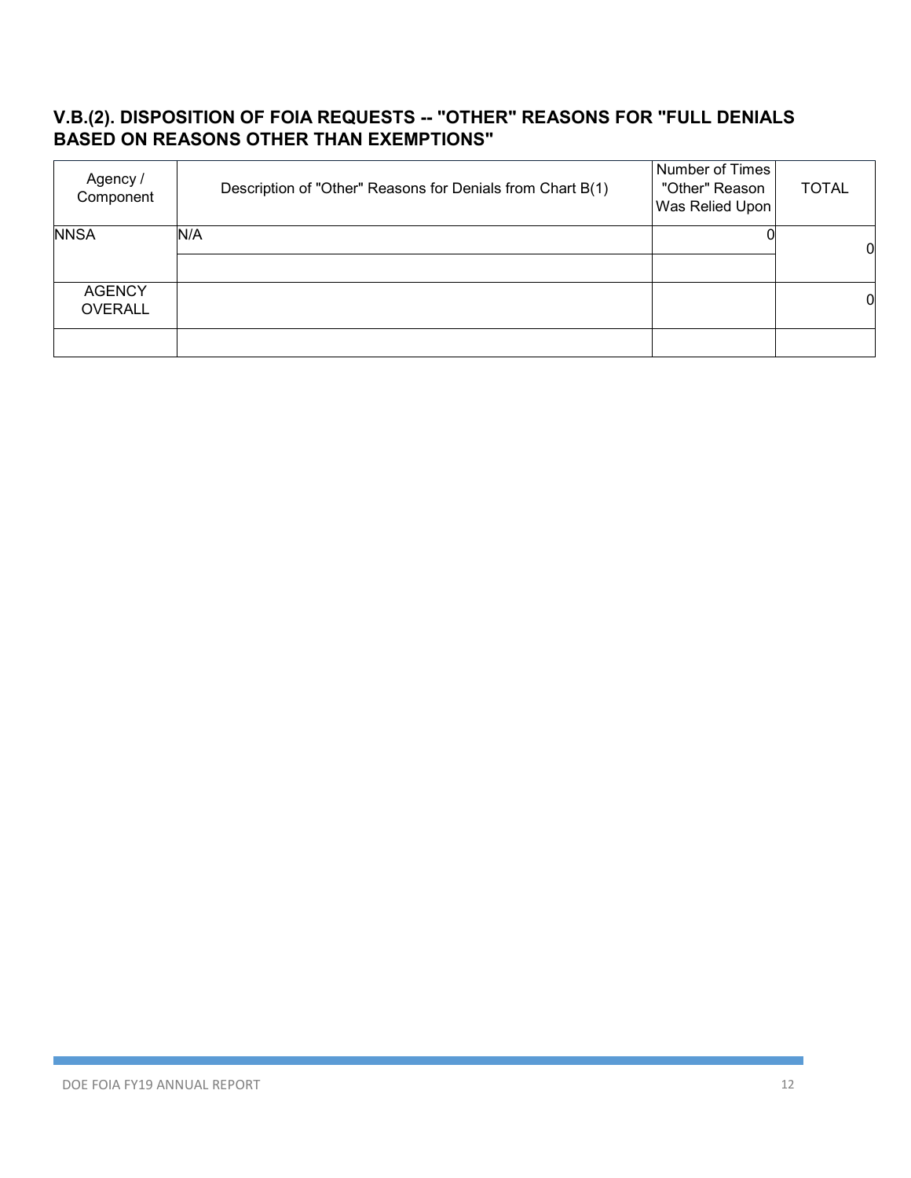## V.B.(2). DISPOSITION OF FOIA REQUESTS -- "OTHER" REASONS FOR "FULL DENIALS BASED ON REASONS OTHER THAN EXEMPTIONS"

| Agency / Component | Description of "Other" Reasons for Denials from Chart B(1) | Number of Times "Other" Reason Was Relied Upon | TOTAL |
|---|---|---|---|
| NNSA | N/A | 0 | 0 |
| | | | |
| AGENCY OVERALL | | | 0 |
| | | | |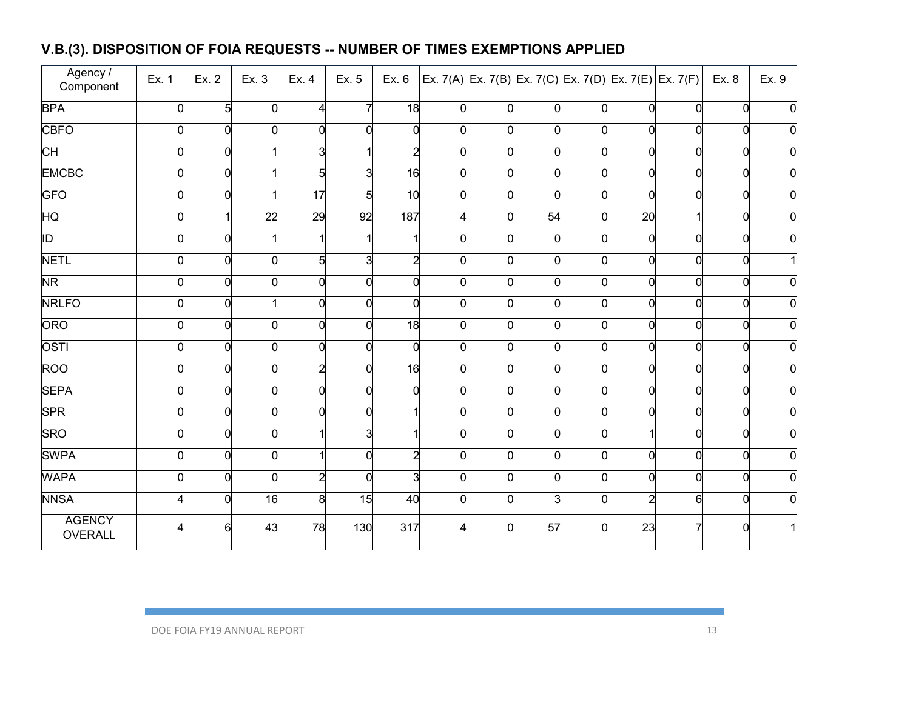## V.B.(3). DISPOSITION OF FOIA REQUESTS -- NUMBER OF TIMES EXEMPTIONS APPLIED

| Agency / Component | Ex. 1 | Ex. 2 | Ex. 3 | Ex. 4 | Ex. 5 | Ex. 6 | Ex. 7(A) | Ex. 7(B) | Ex. 7(C) | Ex. 7(D) | Ex. 7(E) | Ex. 7(F) | Ex. 8 | Ex. 9 |
|---|---|---|---|---|---|---|---|---|---|---|---|---|---|---|
| BPA | 0 | 5 | 0 | 4 | 7 | 18 | 0 | 0 | 0 | 0 | 0 | 0 | 0 | 0 |
| CBFO | 0 | 0 | 0 | 0 | 0 | 0 | 0 | 0 | 0 | 0 | 0 | 0 | 0 | 0 |
| CH | 0 | 0 | 1 | 3 | 1 | 2 | 0 | 0 | 0 | 0 | 0 | 0 | 0 | 0 |
| EMCBC | 0 | 0 | 1 | 5 | 3 | 16 | 0 | 0 | 0 | 0 | 0 | 0 | 0 | 0 |
| GFO | 0 | 0 | 1 | 17 | 5 | 10 | 0 | 0 | 0 | 0 | 0 | 0 | 0 | 0 |
| HQ | 0 | 1 | 22 | 29 | 92 | 187 | 4 | 0 | 54 | 0 | 20 | 1 | 0 | 0 |
| ID | 0 | 0 | 1 | 1 | 1 | 1 | 0 | 0 | 0 | 0 | 0 | 0 | 0 | 0 |
| NETL | 0 | 0 | 0 | 5 | 3 | 2 | 0 | 0 | 0 | 0 | 0 | 0 | 0 | 1 |
| NR | 0 | 0 | 0 | 0 | 0 | 0 | 0 | 0 | 0 | 0 | 0 | 0 | 0 | 0 |
| NRLFO | 0 | 0 | 1 | 0 | 0 | 0 | 0 | 0 | 0 | 0 | 0 | 0 | 0 | 0 |
| ORO | 0 | 0 | 0 | 0 | 0 | 18 | 0 | 0 | 0 | 0 | 0 | 0 | 0 | 0 |
| OSTI | 0 | 0 | 0 | 0 | 0 | 0 | 0 | 0 | 0 | 0 | 0 | 0 | 0 | 0 |
| ROO | 0 | 0 | 0 | 2 | 0 | 16 | 0 | 0 | 0 | 0 | 0 | 0 | 0 | 0 |
| SEPA | 0 | 0 | 0 | 0 | 0 | 0 | 0 | 0 | 0 | 0 | 0 | 0 | 0 | 0 |
| SPR | 0 | 0 | 0 | 0 | 0 | 1 | 0 | 0 | 0 | 0 | 0 | 0 | 0 | 0 |
| SRO | 0 | 0 | 0 | 1 | 3 | 1 | 0 | 0 | 0 | 0 | 1 | 0 | 0 | 0 |
| SWPA | 0 | 0 | 0 | 1 | 0 | 2 | 0 | 0 | 0 | 0 | 0 | 0 | 0 | 0 |
| WAPA | 0 | 0 | 0 | 2 | 0 | 3 | 0 | 0 | 0 | 0 | 0 | 0 | 0 | 0 |
| NNSA | 4 | 0 | 16 | 8 | 15 | 40 | 0 | 0 | 3 | 0 | 2 | 6 | 0 | 0 |
| AGENCY OVERALL | 4 | 6 | 43 | 78 | 130 | 317 | 4 | 0 | 57 | 0 | 23 | 7 | 0 | 1 |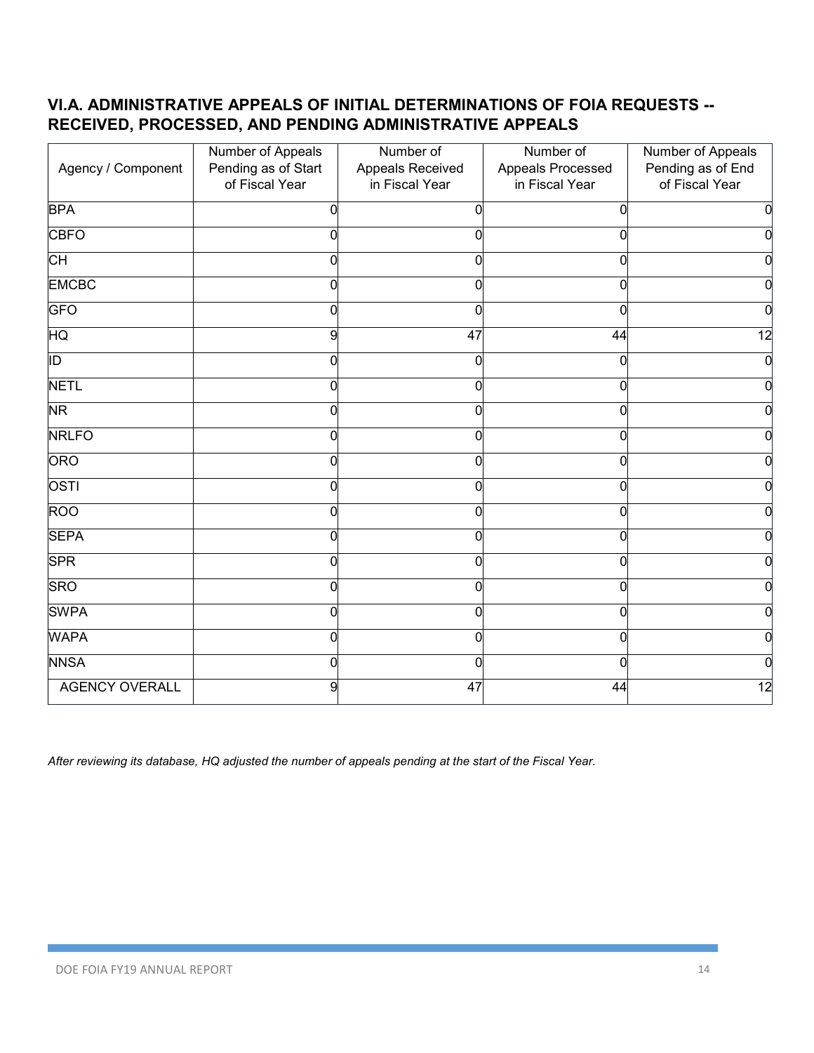## VI.A. ADMINISTRATIVE APPEALS OF INITIAL DETERMINATIONS OF FOIA REQUESTS -- RECEIVED, PROCESSED, AND PENDING ADMINISTRATIVE APPEALS

| Agency / Component | Number of Appeals Pending as of Start of Fiscal Year | Number of Appeals Received in Fiscal Year | Number of Appeals Processed in Fiscal Year | Number of Appeals Pending as of End of Fiscal Year |
|---|---|---|---|---|
| BPA | 0 | 0 | 0 | 0 |
| CBFO | 0 | 0 | 0 | 0 |
| CH | 0 | 0 | 0 | 0 |
| EMCBC | 0 | 0 | 0 | 0 |
| GFO | 0 | 0 | 0 | 0 |
| HQ | 9 | 47 | 44 | 12 |
| ID | 0 | 0 | 0 | 0 |
| NETL | 0 | 0 | 0 | 0 |
| NR | 0 | 0 | 0 | 0 |
| NRLFO | 0 | 0 | 0 | 0 |
| ORO | 0 | 0 | 0 | 0 |
| OSTI | 0 | 0 | 0 | 0 |
| ROO | 0 | 0 | 0 | 0 |
| SEPA | 0 | 0 | 0 | 0 |
| SPR | 0 | 0 | 0 | 0 |
| SRO | 0 | 0 | 0 | 0 |
| SWPA | 0 | 0 | 0 | 0 |
| WAPA | 0 | 0 | 0 | 0 |
| NNSA | 0 | 0 | 0 | 0 |
| AGENCY OVERALL | 9 | 47 | 44 | 12 |

*After reviewing its database, HQ adjusted the number of appeals pending at the start of the Fiscal Year.*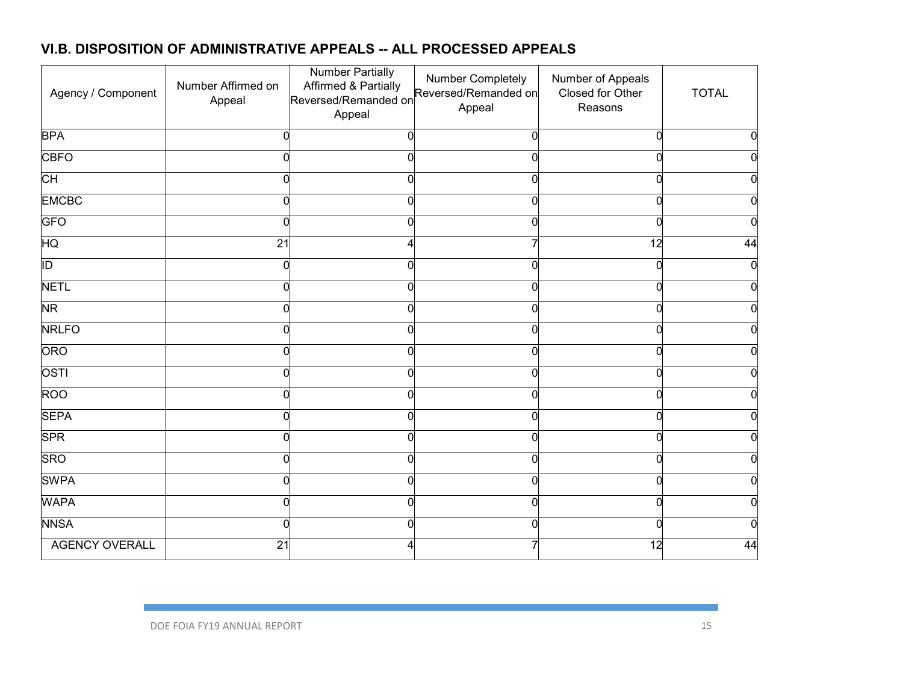## VI.B. DISPOSITION OF ADMINISTRATIVE APPEALS -- ALL PROCESSED APPEALS

| Agency / Component | Number Affirmed on Appeal | Number Partially Affirmed & Partially Reversed/Remanded on Appeal | Number Completely Reversed/Remanded on Appeal | Number of Appeals Closed for Other Reasons | TOTAL |
|---|---|---|---|---|---|
| BPA | 0 | 0 | 0 | 0 | 0 |
| CBFO | 0 | 0 | 0 | 0 | 0 |
| CH | 0 | 0 | 0 | 0 | 0 |
| EMCBC | 0 | 0 | 0 | 0 | 0 |
| GFO | 0 | 0 | 0 | 0 | 0 |
| HQ | 21 | 4 | 7 | 12 | 44 |
| ID | 0 | 0 | 0 | 0 | 0 |
| NETL | 0 | 0 | 0 | 0 | 0 |
| NR | 0 | 0 | 0 | 0 | 0 |
| NRLFO | 0 | 0 | 0 | 0 | 0 |
| ORO | 0 | 0 | 0 | 0 | 0 |
| OSTI | 0 | 0 | 0 | 0 | 0 |
| ROO | 0 | 0 | 0 | 0 | 0 |
| SEPA | 0 | 0 | 0 | 0 | 0 |
| SPR | 0 | 0 | 0 | 0 | 0 |
| SRO | 0 | 0 | 0 | 0 | 0 |
| SWPA | 0 | 0 | 0 | 0 | 0 |
| WAPA | 0 | 0 | 0 | 0 | 0 |
| NNSA | 0 | 0 | 0 | 0 | 0 |
| AGENCY OVERALL | 21 | 4 | 7 | 12 | 44 |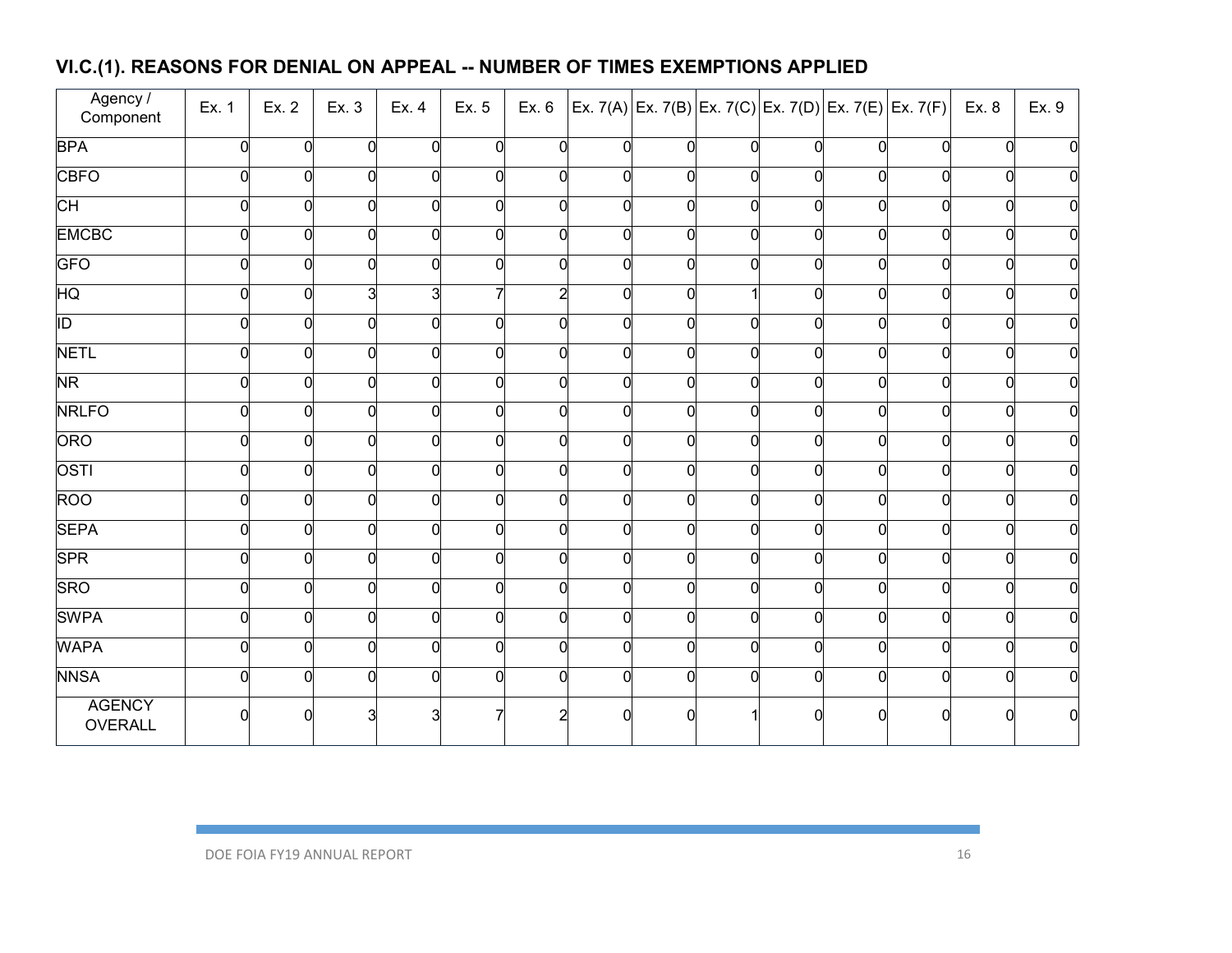## VI.C.(1). REASONS FOR DENIAL ON APPEAL -- NUMBER OF TIMES EXEMPTIONS APPLIED

| Agency / Component | Ex. 1 | Ex. 2 | Ex. 3 | Ex. 4 | Ex. 5 | Ex. 6 | Ex. 7(A) | Ex. 7(B) | Ex. 7(C) | Ex. 7(D) | Ex. 7(E) | Ex. 7(F) | Ex. 8 | Ex. 9 |
|---|---|---|---|---|---|---|---|---|---|---|---|---|---|---|
| BPA | 0 | 0 | 0 | 0 | 0 | 0 | 0 | 0 | 0 | 0 | 0 | 0 | 0 | 0 |
| CBFO | 0 | 0 | 0 | 0 | 0 | 0 | 0 | 0 | 0 | 0 | 0 | 0 | 0 | 0 |
| CH | 0 | 0 | 0 | 0 | 0 | 0 | 0 | 0 | 0 | 0 | 0 | 0 | 0 | 0 |
| EMCBC | 0 | 0 | 0 | 0 | 0 | 0 | 0 | 0 | 0 | 0 | 0 | 0 | 0 | 0 |
| GFO | 0 | 0 | 0 | 0 | 0 | 0 | 0 | 0 | 0 | 0 | 0 | 0 | 0 | 0 |
| HQ | 0 | 0 | 3 | 3 | 7 | 2 | 0 | 0 | 1 | 0 | 0 | 0 | 0 | 0 |
| ID | 0 | 0 | 0 | 0 | 0 | 0 | 0 | 0 | 0 | 0 | 0 | 0 | 0 | 0 |
| NETL | 0 | 0 | 0 | 0 | 0 | 0 | 0 | 0 | 0 | 0 | 0 | 0 | 0 | 0 |
| NR | 0 | 0 | 0 | 0 | 0 | 0 | 0 | 0 | 0 | 0 | 0 | 0 | 0 | 0 |
| NRLFO | 0 | 0 | 0 | 0 | 0 | 0 | 0 | 0 | 0 | 0 | 0 | 0 | 0 | 0 |
| ORO | 0 | 0 | 0 | 0 | 0 | 0 | 0 | 0 | 0 | 0 | 0 | 0 | 0 | 0 |
| OSTI | 0 | 0 | 0 | 0 | 0 | 0 | 0 | 0 | 0 | 0 | 0 | 0 | 0 | 0 |
| ROO | 0 | 0 | 0 | 0 | 0 | 0 | 0 | 0 | 0 | 0 | 0 | 0 | 0 | 0 |
| SEPA | 0 | 0 | 0 | 0 | 0 | 0 | 0 | 0 | 0 | 0 | 0 | 0 | 0 | 0 |
| SPR | 0 | 0 | 0 | 0 | 0 | 0 | 0 | 0 | 0 | 0 | 0 | 0 | 0 | 0 |
| SRO | 0 | 0 | 0 | 0 | 0 | 0 | 0 | 0 | 0 | 0 | 0 | 0 | 0 | 0 |
| SWPA | 0 | 0 | 0 | 0 | 0 | 0 | 0 | 0 | 0 | 0 | 0 | 0 | 0 | 0 |
| WAPA | 0 | 0 | 0 | 0 | 0 | 0 | 0 | 0 | 0 | 0 | 0 | 0 | 0 | 0 |
| NNSA | 0 | 0 | 0 | 0 | 0 | 0 | 0 | 0 | 0 | 0 | 0 | 0 | 0 | 0 |
| AGENCY OVERALL | 0 | 0 | 3 | 3 | 7 | 2 | 0 | 0 | 1 | 0 | 0 | 0 | 0 | 0 |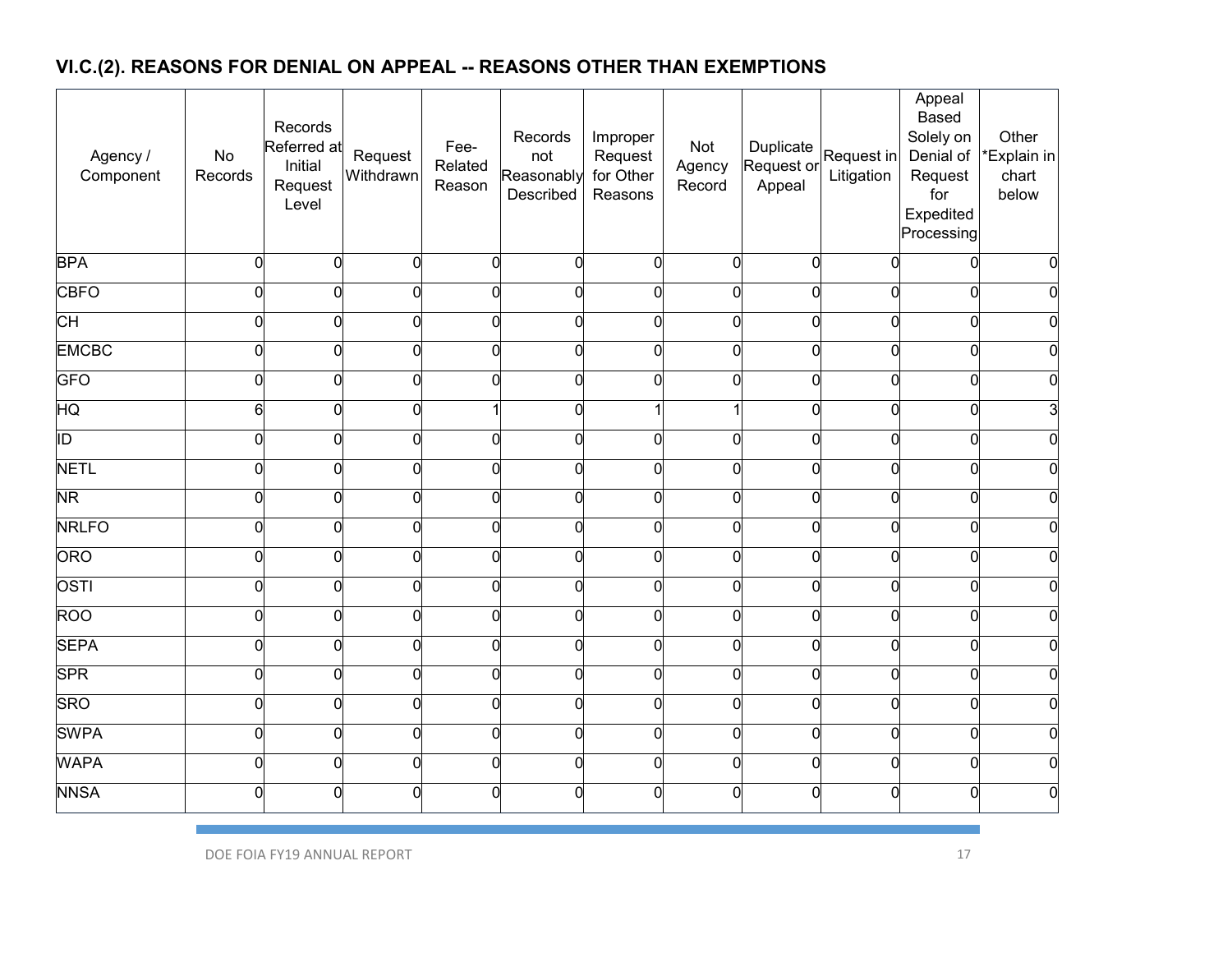## VI.C.(2). REASONS FOR DENIAL ON APPEAL -- REASONS OTHER THAN EXEMPTIONS

| Agency / Component | No Records | Records Referred at Initial Request Level | Request Withdrawn | Fee-Related Reason | Records not Reasonably Described | Improper Request for Other Reasons | Not Agency Record | Duplicate Request or Appeal | Request in Litigation | Appeal Based Solely on Denial of Request for Expedited Processing | Other *Explain in chart below |
|---|---|---|---|---|---|---|---|---|---|---|---|
| BPA | 0 | 0 | 0 | 0 | 0 | 0 | 0 | 0 | 0 | 0 | 0 |
| CBFO | 0 | 0 | 0 | 0 | 0 | 0 | 0 | 0 | 0 | 0 | 0 |
| CH | 0 | 0 | 0 | 0 | 0 | 0 | 0 | 0 | 0 | 0 | 0 |
| EMCBC | 0 | 0 | 0 | 0 | 0 | 0 | 0 | 0 | 0 | 0 | 0 |
| GFO | 0 | 0 | 0 | 0 | 0 | 0 | 0 | 0 | 0 | 0 | 0 |
| HQ | 6 | 0 | 0 | 1 | 0 | 1 | 1 | 0 | 0 | 0 | 3 |
| ID | 0 | 0 | 0 | 0 | 0 | 0 | 0 | 0 | 0 | 0 | 0 |
| NETL | 0 | 0 | 0 | 0 | 0 | 0 | 0 | 0 | 0 | 0 | 0 |
| NR | 0 | 0 | 0 | 0 | 0 | 0 | 0 | 0 | 0 | 0 | 0 |
| NRLFO | 0 | 0 | 0 | 0 | 0 | 0 | 0 | 0 | 0 | 0 | 0 |
| ORO | 0 | 0 | 0 | 0 | 0 | 0 | 0 | 0 | 0 | 0 | 0 |
| OSTI | 0 | 0 | 0 | 0 | 0 | 0 | 0 | 0 | 0 | 0 | 0 |
| ROO | 0 | 0 | 0 | 0 | 0 | 0 | 0 | 0 | 0 | 0 | 0 |
| SEPA | 0 | 0 | 0 | 0 | 0 | 0 | 0 | 0 | 0 | 0 | 0 |
| SPR | 0 | 0 | 0 | 0 | 0 | 0 | 0 | 0 | 0 | 0 | 0 |
| SRO | 0 | 0 | 0 | 0 | 0 | 0 | 0 | 0 | 0 | 0 | 0 |
| SWPA | 0 | 0 | 0 | 0 | 0 | 0 | 0 | 0 | 0 | 0 | 0 |
| WAPA | 0 | 0 | 0 | 0 | 0 | 0 | 0 | 0 | 0 | 0 | 0 |
| NNSA | 0 | 0 | 0 | 0 | 0 | 0 | 0 | 0 | 0 | 0 | 0 |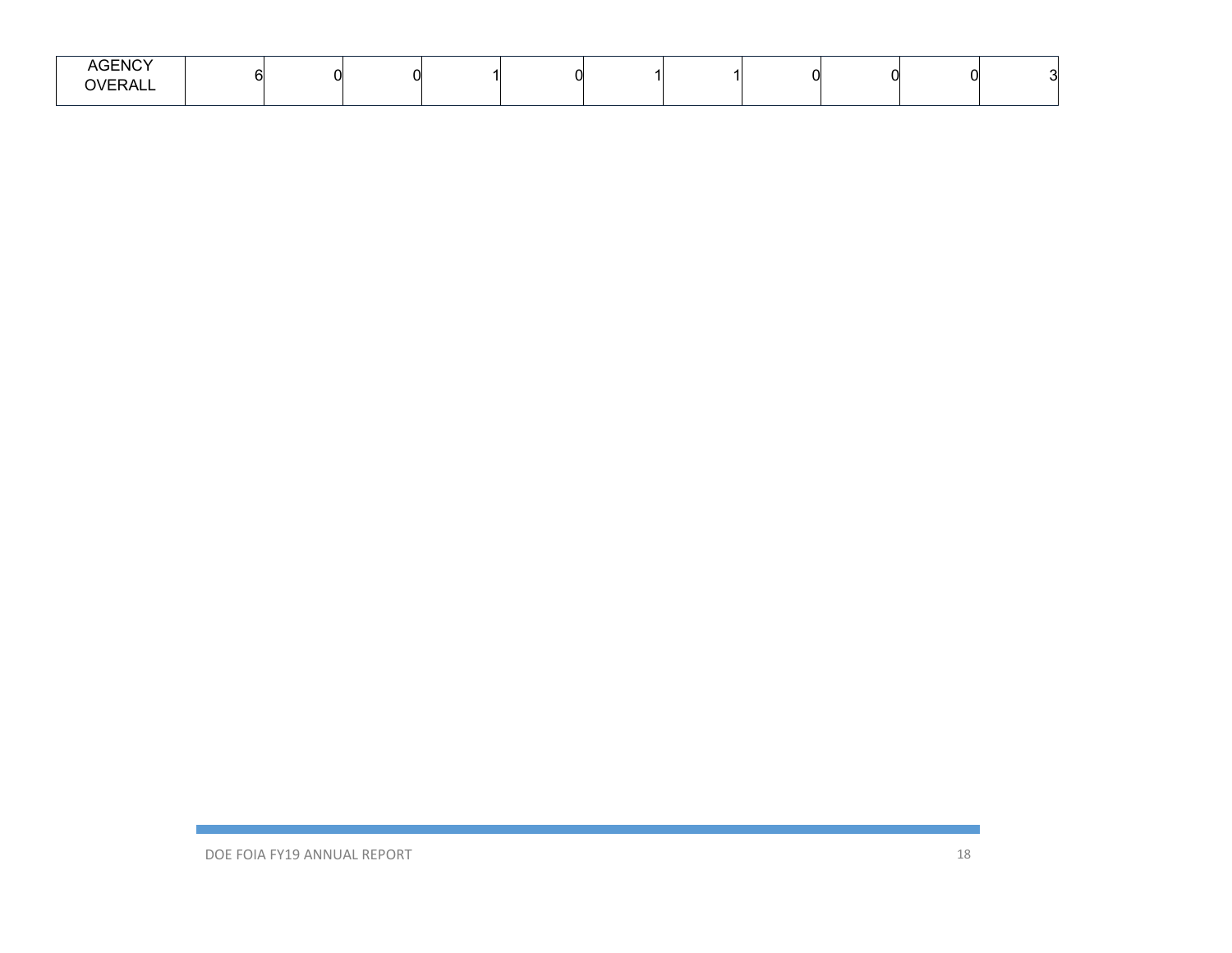| AGENCY OVERALL | 6 | 0 | 0 | 1 | 0 | 1 | 1 | 0 | 0 | 0 | 3 |
|---|---|---|---|---|---|---|---|---|---|---|---|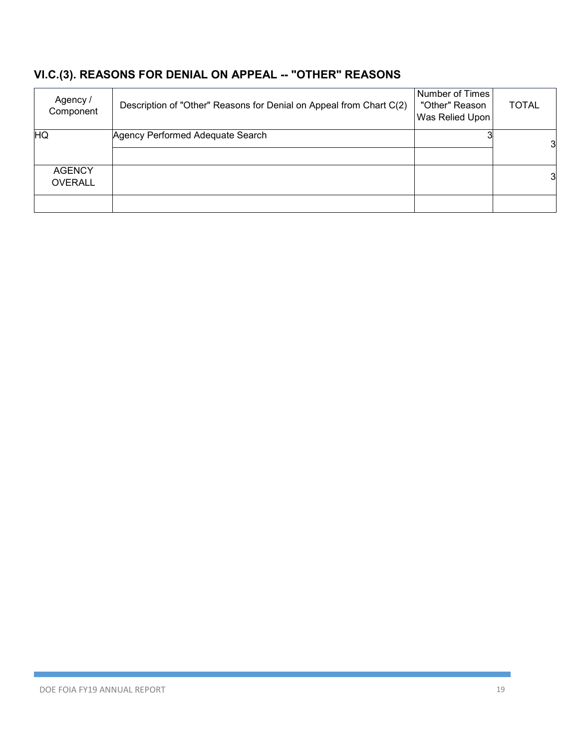## VI.C.(3). REASONS FOR DENIAL ON APPEAL -- "OTHER" REASONS

| Agency / Component | Description of "Other" Reasons for Denial on Appeal from Chart C(2) | Number of Times "Other" Reason Was Relied Upon | TOTAL |
|---|---|---|---|
| HQ | Agency Performed Adequate Search | 3 | 3 |
| | | | |
| AGENCY OVERALL | | | 3 |
| | | | |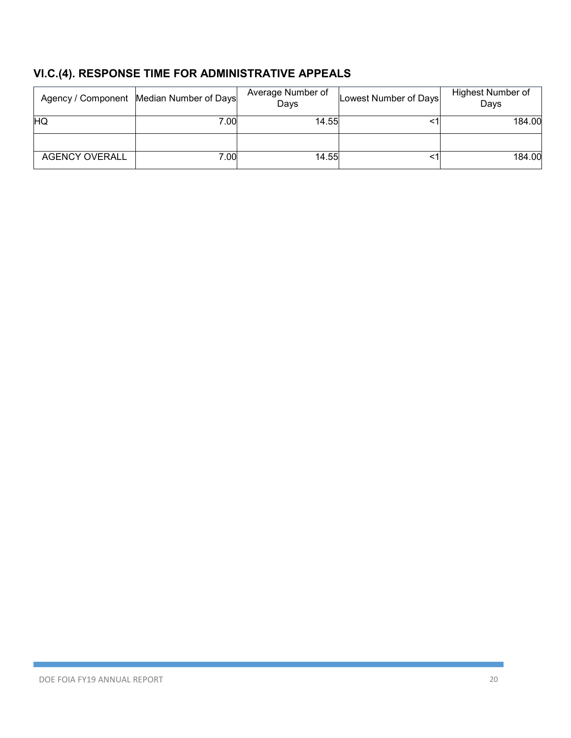## VI.C.(4). RESPONSE TIME FOR ADMINISTRATIVE APPEALS

| Agency / Component | Median Number of Days | Average Number of Days | Lowest Number of Days | Highest Number of Days |
|---|---|---|---|---|
| HQ | 7.00 | 14.55 | <1 | 184.00 |
| | | | | |
| AGENCY OVERALL | 7.00 | 14.55 | <1 | 184.00 |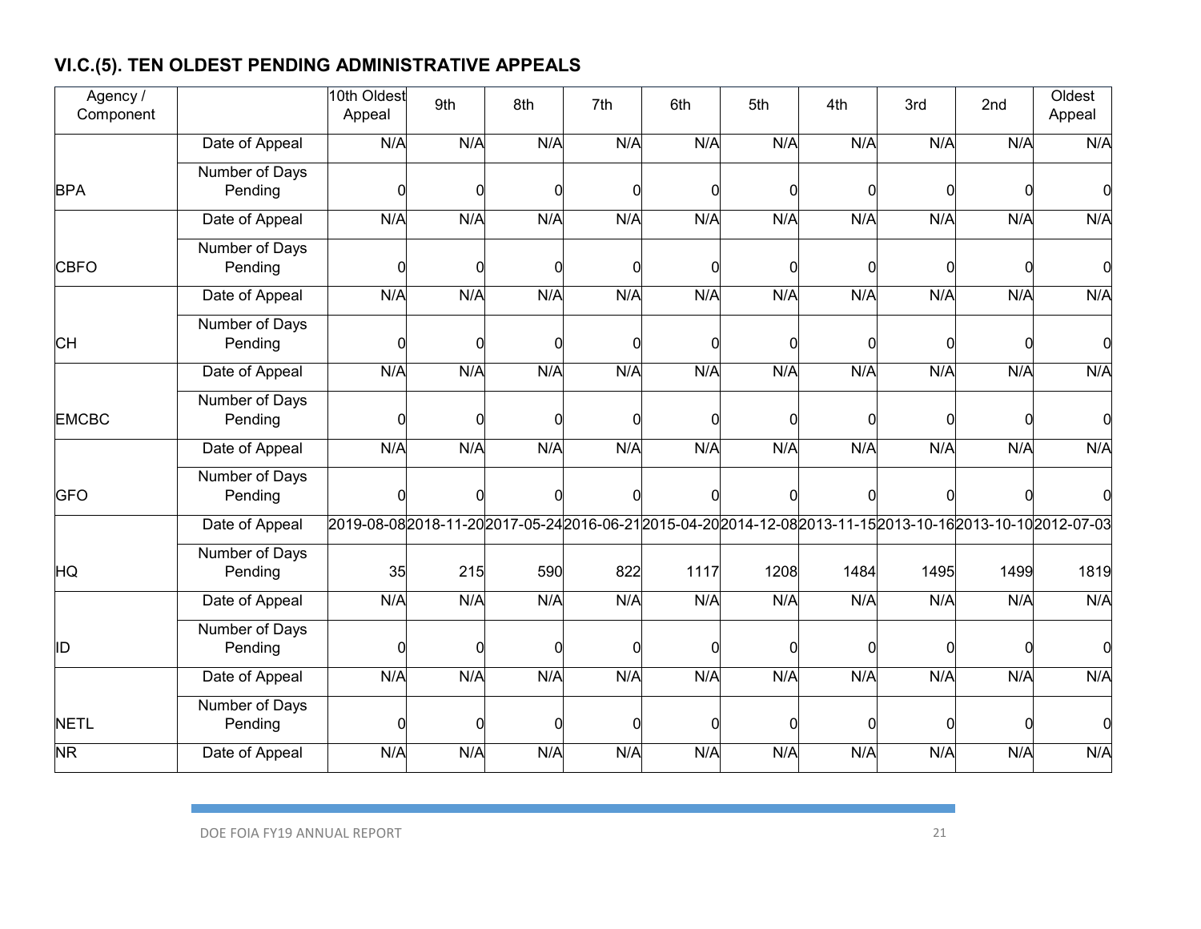## VI.C.(5). TEN OLDEST PENDING ADMINISTRATIVE APPEALS

| Agency / Component | | 10th Oldest Appeal | 9th | 8th | 7th | 6th | 5th | 4th | 3rd | 2nd | Oldest Appeal |
|---|---|---|---|---|---|---|---|---|---|---|---|
| BPA | Date of Appeal | N/A | N/A | N/A | N/A | N/A | N/A | N/A | N/A | N/A | N/A |
| | Number of Days Pending | 0 | 0 | 0 | 0 | 0 | 0 | 0 | 0 | 0 | 0 |
| CBFO | Date of Appeal | N/A | N/A | N/A | N/A | N/A | N/A | N/A | N/A | N/A | N/A |
| | Number of Days Pending | 0 | 0 | 0 | 0 | 0 | 0 | 0 | 0 | 0 | 0 |
| CH | Date of Appeal | N/A | N/A | N/A | N/A | N/A | N/A | N/A | N/A | N/A | N/A |
| | Number of Days Pending | 0 | 0 | 0 | 0 | 0 | 0 | 0 | 0 | 0 | 0 |
| EMCBC | Date of Appeal | N/A | N/A | N/A | N/A | N/A | N/A | N/A | N/A | N/A | N/A |
| | Number of Days Pending | 0 | 0 | 0 | 0 | 0 | 0 | 0 | 0 | 0 | 0 |
| GFO | Date of Appeal | N/A | N/A | N/A | N/A | N/A | N/A | N/A | N/A | N/A | N/A |
| | Number of Days Pending | 0 | 0 | 0 | 0 | 0 | 0 | 0 | 0 | 0 | 0 |
| HQ | Date of Appeal | 2019-08-08 | 2018-11-20 | 2017-05-24 | 2016-06-21 | 2015-04-20 | 2014-12-08 | 2013-11-15 | 2013-10-16 | 2013-10-10 | 2012-07-03 |
| | Number of Days Pending | 35 | 215 | 590 | 822 | 1117 | 1208 | 1484 | 1495 | 1499 | 1819 |
| ID | Date of Appeal | N/A | N/A | N/A | N/A | N/A | N/A | N/A | N/A | N/A | N/A |
| | Number of Days Pending | 0 | 0 | 0 | 0 | 0 | 0 | 0 | 0 | 0 | 0 |
| NETL | Date of Appeal | N/A | N/A | N/A | N/A | N/A | N/A | N/A | N/A | N/A | N/A |
| | Number of Days Pending | 0 | 0 | 0 | 0 | 0 | 0 | 0 | 0 | 0 | 0 |
| NR | Date of Appeal | N/A | N/A | N/A | N/A | N/A | N/A | N/A | N/A | N/A | N/A |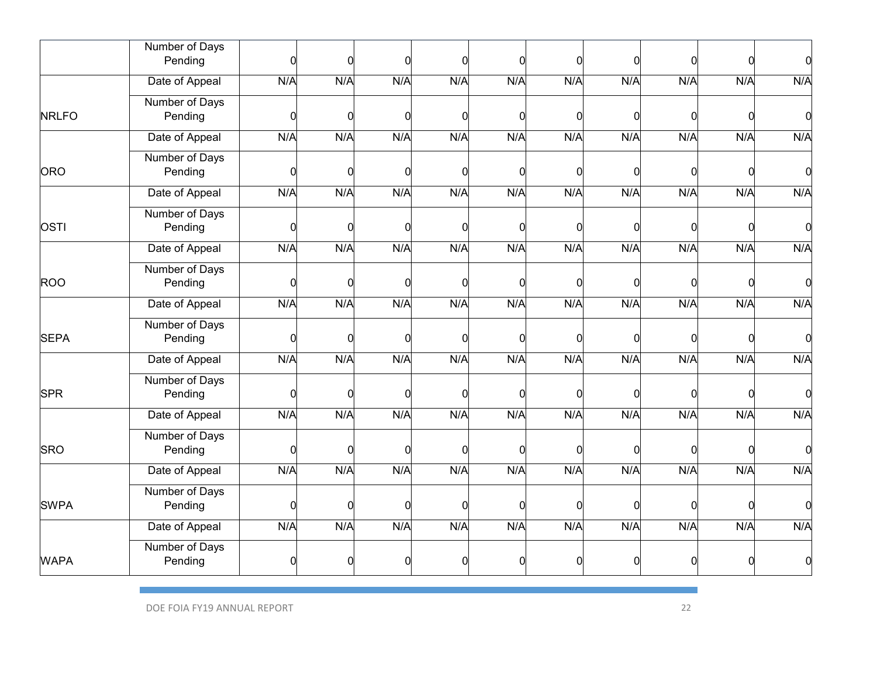| | Number of Days Pending | 0 | 0 | 0 | 0 | 0 | 0 | 0 | 0 | 0 | 0 |
|---|---|---|---|---|---|---|---|---|---|---|---|
| NRLFO | Date of Appeal | N/A | N/A | N/A | N/A | N/A | N/A | N/A | N/A | N/A | N/A |
| | Number of Days Pending | 0 | 0 | 0 | 0 | 0 | 0 | 0 | 0 | 0 | 0 |
| ORO | Date of Appeal | N/A | N/A | N/A | N/A | N/A | N/A | N/A | N/A | N/A | N/A |
| | Number of Days Pending | 0 | 0 | 0 | 0 | 0 | 0 | 0 | 0 | 0 | 0 |
| OSTI | Date of Appeal | N/A | N/A | N/A | N/A | N/A | N/A | N/A | N/A | N/A | N/A |
| | Number of Days Pending | 0 | 0 | 0 | 0 | 0 | 0 | 0 | 0 | 0 | 0 |
| ROO | Date of Appeal | N/A | N/A | N/A | N/A | N/A | N/A | N/A | N/A | N/A | N/A |
| | Number of Days Pending | 0 | 0 | 0 | 0 | 0 | 0 | 0 | 0 | 0 | 0 |
| SEPA | Date of Appeal | N/A | N/A | N/A | N/A | N/A | N/A | N/A | N/A | N/A | N/A |
| | Number of Days Pending | 0 | 0 | 0 | 0 | 0 | 0 | 0 | 0 | 0 | 0 |
| SPR | Date of Appeal | N/A | N/A | N/A | N/A | N/A | N/A | N/A | N/A | N/A | N/A |
| | Number of Days Pending | 0 | 0 | 0 | 0 | 0 | 0 | 0 | 0 | 0 | 0 |
| SRO | Date of Appeal | N/A | N/A | N/A | N/A | N/A | N/A | N/A | N/A | N/A | N/A |
| | Number of Days Pending | 0 | 0 | 0 | 0 | 0 | 0 | 0 | 0 | 0 | 0 |
| SWPA | Date of Appeal | N/A | N/A | N/A | N/A | N/A | N/A | N/A | N/A | N/A | N/A |
| | Number of Days Pending | 0 | 0 | 0 | 0 | 0 | 0 | 0 | 0 | 0 | 0 |
| WAPA | Date of Appeal | N/A | N/A | N/A | N/A | N/A | N/A | N/A | N/A | N/A | N/A |
| | Number of Days Pending | 0 | 0 | 0 | 0 | 0 | 0 | 0 | 0 | 0 | 0 |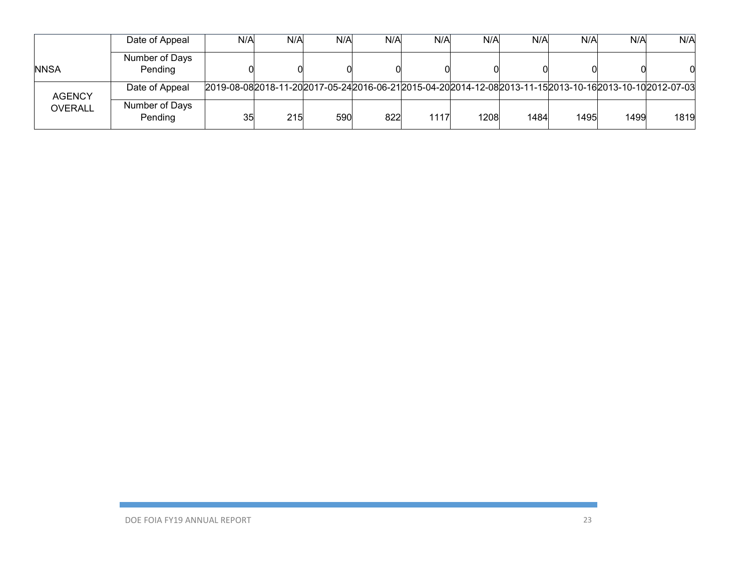| | | | | | | | | | | | |
|---|---|---|---|---|---|---|---|---|---|---|---|
| NNSA | Date of Appeal | N/A | N/A | N/A | N/A | N/A | N/A | N/A | N/A | N/A | N/A |
| | Number of Days Pending | 0 | 0 | 0 | 0 | 0 | 0 | 0 | 0 | 0 | 0 |
| AGENCY OVERALL | Date of Appeal | 2019-08-08 | 2018-11-20 | 2017-05-24 | 2016-06-21 | 2015-04-20 | 2014-12-08 | 2013-11-15 | 2013-10-16 | 2013-10-10 | 2012-07-03 |
| | Number of Days Pending | 35 | 215 | 590 | 822 | 1117 | 1208 | 1484 | 1495 | 1499 | 1819 |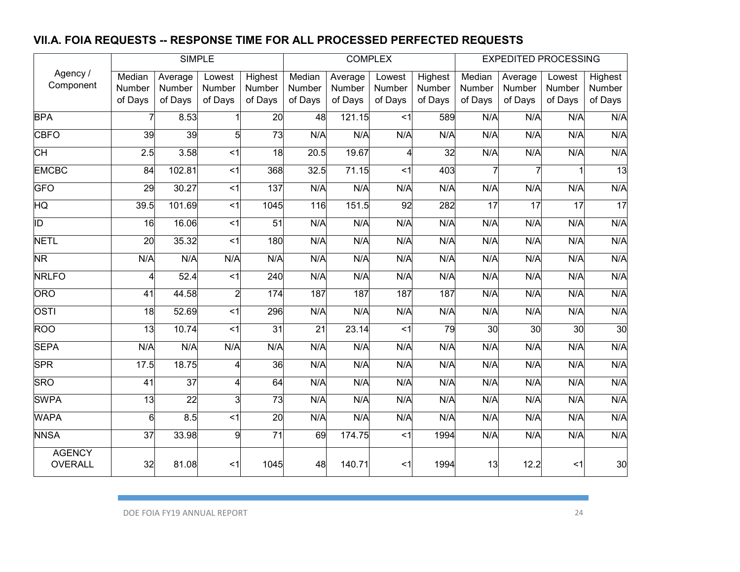## VII.A. FOIA REQUESTS -- RESPONSE TIME FOR ALL PROCESSED PERFECTED REQUESTS

| Agency / Component | SIMPLE | | | | COMPLEX | | | | EXPEDITED PROCESSING | | | |
|---|---|---|---|---|---|---|---|---|---|---|---|---|
| | Median Number of Days | Average Number of Days | Lowest Number of Days | Highest Number of Days | Median Number of Days | Average Number of Days | Lowest Number of Days | Highest Number of Days | Median Number of Days | Average Number of Days | Lowest Number of Days | Highest Number of Days |
| BPA | 7 | 8.53 | 1 | 20 | 48 | 121.15 | <1 | 589 | N/A | N/A | N/A | N/A |
| CBFO | 39 | 39 | 5 | 73 | N/A | N/A | N/A | N/A | N/A | N/A | N/A | N/A |
| CH | 2.5 | 3.58 | <1 | 18 | 20.5 | 19.67 | 4 | 32 | N/A | N/A | N/A | N/A |
| EMCBC | 84 | 102.81 | <1 | 368 | 32.5 | 71.15 | <1 | 403 | 7 | 7 | 1 | 13 |
| GFO | 29 | 30.27 | <1 | 137 | N/A | N/A | N/A | N/A | N/A | N/A | N/A | N/A |
| HQ | 39.5 | 101.69 | <1 | 1045 | 116 | 151.5 | 92 | 282 | 17 | 17 | 17 | 17 |
| ID | 16 | 16.06 | <1 | 51 | N/A | N/A | N/A | N/A | N/A | N/A | N/A | N/A |
| NETL | 20 | 35.32 | <1 | 180 | N/A | N/A | N/A | N/A | N/A | N/A | N/A | N/A |
| NR | N/A | N/A | N/A | N/A | N/A | N/A | N/A | N/A | N/A | N/A | N/A | N/A |
| NRLFO | 4 | 52.4 | <1 | 240 | N/A | N/A | N/A | N/A | N/A | N/A | N/A | N/A |
| ORO | 41 | 44.58 | 2 | 174 | 187 | 187 | 187 | 187 | N/A | N/A | N/A | N/A |
| OSTI | 18 | 52.69 | <1 | 296 | N/A | N/A | N/A | N/A | N/A | N/A | N/A | N/A |
| ROO | 13 | 10.74 | <1 | 31 | 21 | 23.14 | <1 | 79 | 30 | 30 | 30 | 30 |
| SEPA | N/A | N/A | N/A | N/A | N/A | N/A | N/A | N/A | N/A | N/A | N/A | N/A |
| SPR | 17.5 | 18.75 | 4 | 36 | N/A | N/A | N/A | N/A | N/A | N/A | N/A | N/A |
| SRO | 41 | 37 | 4 | 64 | N/A | N/A | N/A | N/A | N/A | N/A | N/A | N/A |
| SWPA | 13 | 22 | 3 | 73 | N/A | N/A | N/A | N/A | N/A | N/A | N/A | N/A |
| WAPA | 6 | 8.5 | <1 | 20 | N/A | N/A | N/A | N/A | N/A | N/A | N/A | N/A |
| NNSA | 37 | 33.98 | 9 | 71 | 69 | 174.75 | <1 | 1994 | N/A | N/A | N/A | N/A |
| AGENCY OVERALL | 32 | 81.08 | <1 | 1045 | 48 | 140.71 | <1 | 1994 | 13 | 12.2 | <1 | 30 |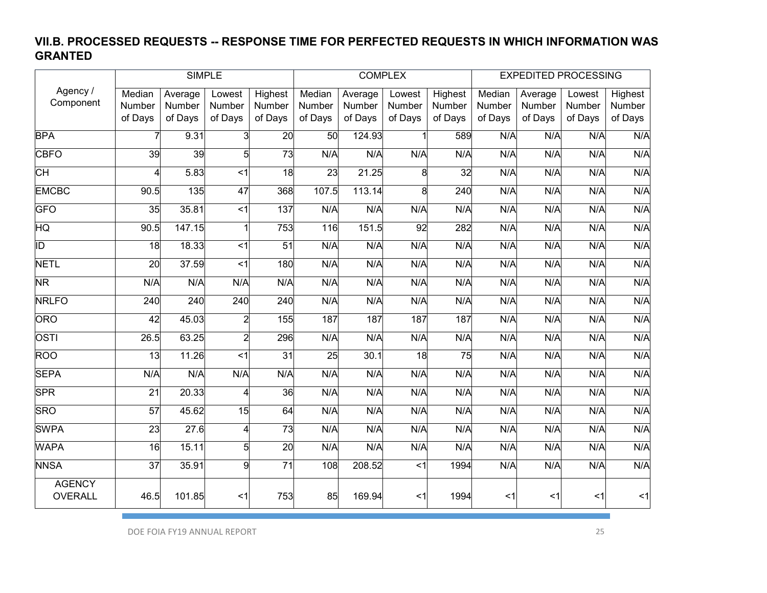## VII.B. PROCESSED REQUESTS -- RESPONSE TIME FOR PERFECTED REQUESTS IN WHICH INFORMATION WAS GRANTED

| Agency / Component | SIMPLE | | | | COMPLEX | | | | EXPEDITED PROCESSING | | | |
|---|---|---|---|---|---|---|---|---|---|---|---|---|
| | Median Number of Days | Average Number of Days | Lowest Number of Days | Highest Number of Days | Median Number of Days | Average Number of Days | Lowest Number of Days | Highest Number of Days | Median Number of Days | Average Number of Days | Lowest Number of Days | Highest Number of Days |
| BPA | 7 | 9.31 | 3 | 20 | 50 | 124.93 | 1 | 589 | N/A | N/A | N/A | N/A |
| CBFO | 39 | 39 | 5 | 73 | N/A | N/A | N/A | N/A | N/A | N/A | N/A | N/A |
| CH | 4 | 5.83 | <1 | 18 | 23 | 21.25 | 8 | 32 | N/A | N/A | N/A | N/A |
| EMCBC | 90.5 | 135 | 47 | 368 | 107.5 | 113.14 | 8 | 240 | N/A | N/A | N/A | N/A |
| GFO | 35 | 35.81 | <1 | 137 | N/A | N/A | N/A | N/A | N/A | N/A | N/A | N/A |
| HQ | 90.5 | 147.15 | 1 | 753 | 116 | 151.5 | 92 | 282 | N/A | N/A | N/A | N/A |
| ID | 18 | 18.33 | <1 | 51 | N/A | N/A | N/A | N/A | N/A | N/A | N/A | N/A |
| NETL | 20 | 37.59 | <1 | 180 | N/A | N/A | N/A | N/A | N/A | N/A | N/A | N/A |
| NR | N/A | N/A | N/A | N/A | N/A | N/A | N/A | N/A | N/A | N/A | N/A | N/A |
| NRLFO | 240 | 240 | 240 | 240 | N/A | N/A | N/A | N/A | N/A | N/A | N/A | N/A |
| ORO | 42 | 45.03 | 2 | 155 | 187 | 187 | 187 | 187 | N/A | N/A | N/A | N/A |
| OSTI | 26.5 | 63.25 | 2 | 296 | N/A | N/A | N/A | N/A | N/A | N/A | N/A | N/A |
| ROO | 13 | 11.26 | <1 | 31 | 25 | 30.1 | 18 | 75 | N/A | N/A | N/A | N/A |
| SEPA | N/A | N/A | N/A | N/A | N/A | N/A | N/A | N/A | N/A | N/A | N/A | N/A |
| SPR | 21 | 20.33 | 4 | 36 | N/A | N/A | N/A | N/A | N/A | N/A | N/A | N/A |
| SRO | 57 | 45.62 | 15 | 64 | N/A | N/A | N/A | N/A | N/A | N/A | N/A | N/A |
| SWPA | 23 | 27.6 | 4 | 73 | N/A | N/A | N/A | N/A | N/A | N/A | N/A | N/A |
| WAPA | 16 | 15.11 | 5 | 20 | N/A | N/A | N/A | N/A | N/A | N/A | N/A | N/A |
| NNSA | 37 | 35.91 | 9 | 71 | 108 | 208.52 | <1 | 1994 | N/A | N/A | N/A | N/A |
| AGENCY OVERALL | 46.5 | 101.85 | <1 | 753 | 85 | 169.94 | <1 | 1994 | <1 | <1 | <1 | <1 |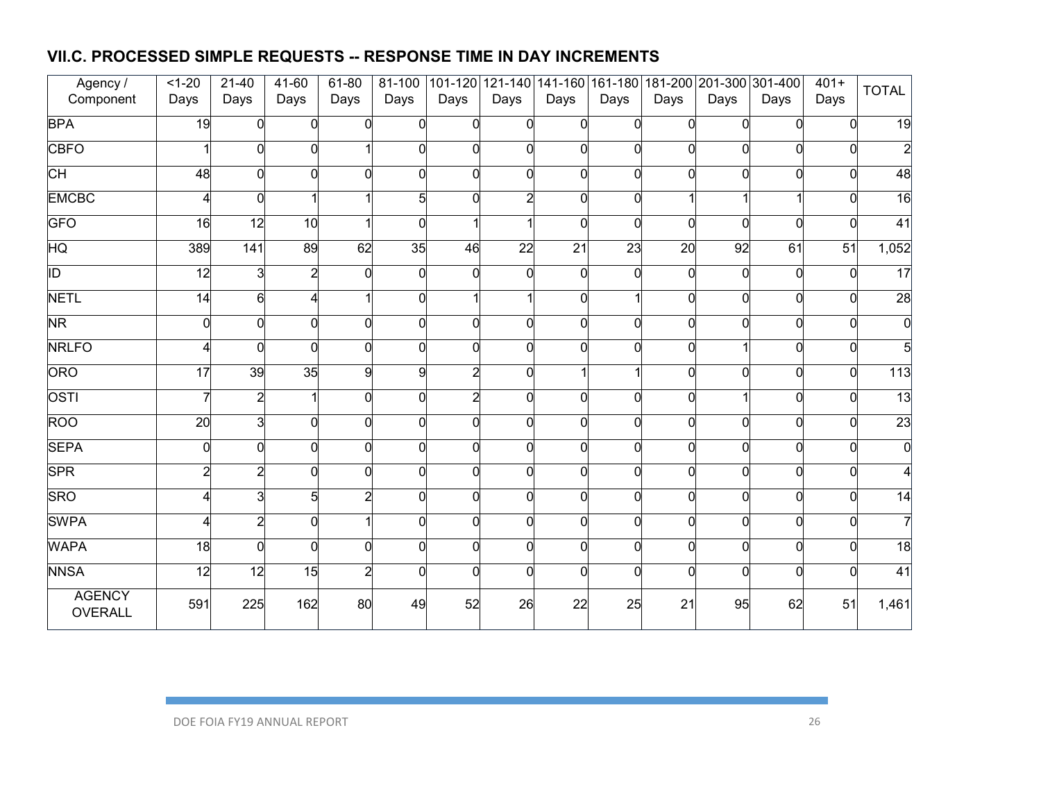### VII.C. PROCESSED SIMPLE REQUESTS -- RESPONSE TIME IN DAY INCREMENTS

| Agency / Component | <1-20 Days | 21-40 Days | 41-60 Days | 61-80 Days | 81-100 Days | 101-120 Days | 121-140 Days | 141-160 Days | 161-180 Days | 181-200 Days | 201-300 Days | 301-400 Days | 401+ Days | TOTAL |
|---|---|---|---|---|---|---|---|---|---|---|---|---|---|---|
| BPA | 19 | 0 | 0 | 0 | 0 | 0 | 0 | 0 | 0 | 0 | 0 | 0 | 0 | 19 |
| CBFO | 1 | 0 | 0 | 1 | 0 | 0 | 0 | 0 | 0 | 0 | 0 | 0 | 0 | 2 |
| CH | 48 | 0 | 0 | 0 | 0 | 0 | 0 | 0 | 0 | 0 | 0 | 0 | 0 | 48 |
| EMCBC | 4 | 0 | 1 | 1 | 5 | 0 | 2 | 0 | 0 | 1 | 1 | 1 | 0 | 16 |
| GFO | 16 | 12 | 10 | 1 | 0 | 1 | 1 | 0 | 0 | 0 | 0 | 0 | 0 | 41 |
| HQ | 389 | 141 | 89 | 62 | 35 | 46 | 22 | 21 | 23 | 20 | 92 | 61 | 51 | 1,052 |
| ID | 12 | 3 | 2 | 0 | 0 | 0 | 0 | 0 | 0 | 0 | 0 | 0 | 0 | 17 |
| NETL | 14 | 6 | 4 | 1 | 0 | 1 | 1 | 0 | 1 | 0 | 0 | 0 | 0 | 28 |
| NR | 0 | 0 | 0 | 0 | 0 | 0 | 0 | 0 | 0 | 0 | 0 | 0 | 0 | 0 |
| NRLFO | 4 | 0 | 0 | 0 | 0 | 0 | 0 | 0 | 0 | 0 | 1 | 0 | 0 | 5 |
| ORO | 17 | 39 | 35 | 9 | 9 | 2 | 0 | 1 | 1 | 0 | 0 | 0 | 0 | 113 |
| OSTI | 7 | 2 | 1 | 0 | 0 | 2 | 0 | 0 | 0 | 0 | 1 | 0 | 0 | 13 |
| ROO | 20 | 3 | 0 | 0 | 0 | 0 | 0 | 0 | 0 | 0 | 0 | 0 | 0 | 23 |
| SEPA | 0 | 0 | 0 | 0 | 0 | 0 | 0 | 0 | 0 | 0 | 0 | 0 | 0 | 0 |
| SPR | 2 | 2 | 0 | 0 | 0 | 0 | 0 | 0 | 0 | 0 | 0 | 0 | 0 | 4 |
| SRO | 4 | 3 | 5 | 2 | 0 | 0 | 0 | 0 | 0 | 0 | 0 | 0 | 0 | 14 |
| SWPA | 4 | 2 | 0 | 1 | 0 | 0 | 0 | 0 | 0 | 0 | 0 | 0 | 0 | 7 |
| WAPA | 18 | 0 | 0 | 0 | 0 | 0 | 0 | 0 | 0 | 0 | 0 | 0 | 0 | 18 |
| NNSA | 12 | 12 | 15 | 2 | 0 | 0 | 0 | 0 | 0 | 0 | 0 | 0 | 0 | 41 |
| AGENCY OVERALL | 591 | 225 | 162 | 80 | 49 | 52 | 26 | 22 | 25 | 21 | 95 | 62 | 51 | 1,461 |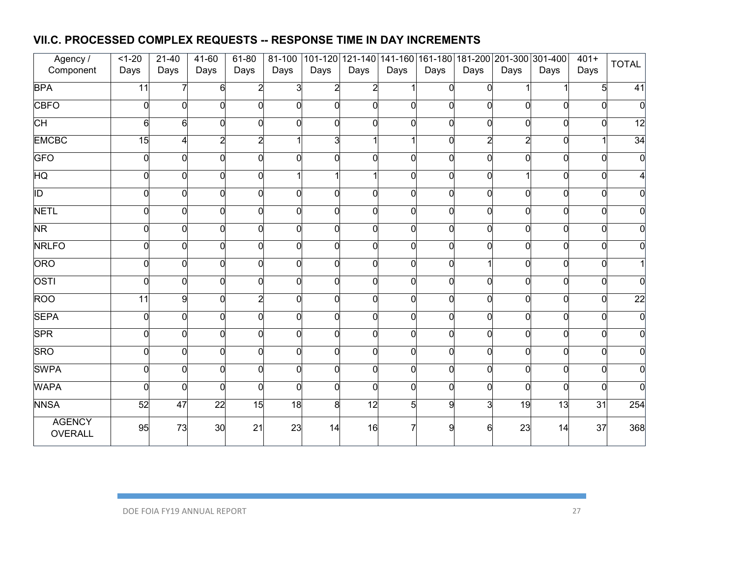## VII.C. PROCESSED COMPLEX REQUESTS -- RESPONSE TIME IN DAY INCREMENTS

| Agency / Component | <1-20 Days | 21-40 Days | 41-60 Days | 61-80 Days | 81-100 Days | 101-120 Days | 121-140 Days | 141-160 Days | 161-180 Days | 181-200 Days | 201-300 Days | 301-400 Days | 401+ Days | TOTAL |
|---|---|---|---|---|---|---|---|---|---|---|---|---|---|---|
| BPA | 11 | 7 | 6 | 2 | 3 | 2 | 2 | 1 | 0 | 0 | 1 | 1 | 5 | 41 |
| CBFO | 0 | 0 | 0 | 0 | 0 | 0 | 0 | 0 | 0 | 0 | 0 | 0 | 0 | 0 |
| CH | 6 | 6 | 0 | 0 | 0 | 0 | 0 | 0 | 0 | 0 | 0 | 0 | 0 | 12 |
| EMCBC | 15 | 4 | 2 | 2 | 1 | 3 | 1 | 1 | 0 | 2 | 2 | 0 | 1 | 34 |
| GFO | 0 | 0 | 0 | 0 | 0 | 0 | 0 | 0 | 0 | 0 | 0 | 0 | 0 | 0 |
| HQ | 0 | 0 | 0 | 0 | 1 | 1 | 1 | 0 | 0 | 0 | 1 | 0 | 0 | 4 |
| ID | 0 | 0 | 0 | 0 | 0 | 0 | 0 | 0 | 0 | 0 | 0 | 0 | 0 | 0 |
| NETL | 0 | 0 | 0 | 0 | 0 | 0 | 0 | 0 | 0 | 0 | 0 | 0 | 0 | 0 |
| NR | 0 | 0 | 0 | 0 | 0 | 0 | 0 | 0 | 0 | 0 | 0 | 0 | 0 | 0 |
| NRLFO | 0 | 0 | 0 | 0 | 0 | 0 | 0 | 0 | 0 | 0 | 0 | 0 | 0 | 0 |
| ORO | 0 | 0 | 0 | 0 | 0 | 0 | 0 | 0 | 0 | 1 | 0 | 0 | 0 | 1 |
| OSTI | 0 | 0 | 0 | 0 | 0 | 0 | 0 | 0 | 0 | 0 | 0 | 0 | 0 | 0 |
| ROO | 11 | 9 | 0 | 2 | 0 | 0 | 0 | 0 | 0 | 0 | 0 | 0 | 0 | 22 |
| SEPA | 0 | 0 | 0 | 0 | 0 | 0 | 0 | 0 | 0 | 0 | 0 | 0 | 0 | 0 |
| SPR | 0 | 0 | 0 | 0 | 0 | 0 | 0 | 0 | 0 | 0 | 0 | 0 | 0 | 0 |
| SRO | 0 | 0 | 0 | 0 | 0 | 0 | 0 | 0 | 0 | 0 | 0 | 0 | 0 | 0 |
| SWPA | 0 | 0 | 0 | 0 | 0 | 0 | 0 | 0 | 0 | 0 | 0 | 0 | 0 | 0 |
| WAPA | 0 | 0 | 0 | 0 | 0 | 0 | 0 | 0 | 0 | 0 | 0 | 0 | 0 | 0 |
| NNSA | 52 | 47 | 22 | 15 | 18 | 8 | 12 | 5 | 9 | 3 | 19 | 13 | 31 | 254 |
| AGENCY OVERALL | 95 | 73 | 30 | 21 | 23 | 14 | 16 | 7 | 9 | 6 | 23 | 14 | 37 | 368 |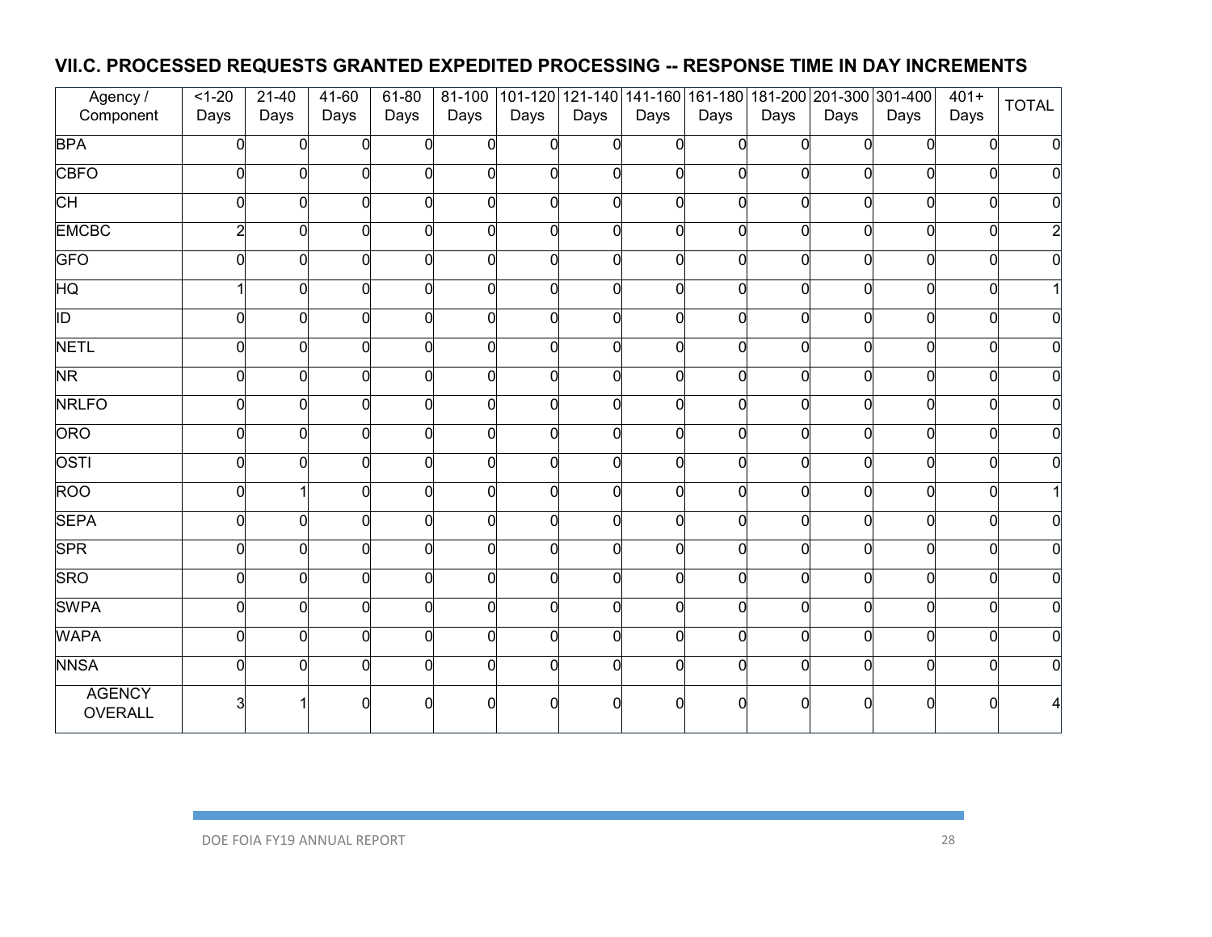## VII.C. PROCESSED REQUESTS GRANTED EXPEDITED PROCESSING -- RESPONSE TIME IN DAY INCREMENTS

| Agency / Component | <1-20 Days | 21-40 Days | 41-60 Days | 61-80 Days | 81-100 Days | 101-120 Days | 121-140 Days | 141-160 Days | 161-180 Days | 181-200 Days | 201-300 Days | 301-400 Days | 401+ Days | TOTAL |
|---|---|---|---|---|---|---|---|---|---|---|---|---|---|---|
| BPA | 0 | 0 | 0 | 0 | 0 | 0 | 0 | 0 | 0 | 0 | 0 | 0 | 0 | 0 |
| CBFO | 0 | 0 | 0 | 0 | 0 | 0 | 0 | 0 | 0 | 0 | 0 | 0 | 0 | 0 |
| CH | 0 | 0 | 0 | 0 | 0 | 0 | 0 | 0 | 0 | 0 | 0 | 0 | 0 | 0 |
| EMCBC | 2 | 0 | 0 | 0 | 0 | 0 | 0 | 0 | 0 | 0 | 0 | 0 | 0 | 2 |
| GFO | 0 | 0 | 0 | 0 | 0 | 0 | 0 | 0 | 0 | 0 | 0 | 0 | 0 | 0 |
| HQ | 1 | 0 | 0 | 0 | 0 | 0 | 0 | 0 | 0 | 0 | 0 | 0 | 0 | 1 |
| ID | 0 | 0 | 0 | 0 | 0 | 0 | 0 | 0 | 0 | 0 | 0 | 0 | 0 | 0 |
| NETL | 0 | 0 | 0 | 0 | 0 | 0 | 0 | 0 | 0 | 0 | 0 | 0 | 0 | 0 |
| NR | 0 | 0 | 0 | 0 | 0 | 0 | 0 | 0 | 0 | 0 | 0 | 0 | 0 | 0 |
| NRLFO | 0 | 0 | 0 | 0 | 0 | 0 | 0 | 0 | 0 | 0 | 0 | 0 | 0 | 0 |
| ORO | 0 | 0 | 0 | 0 | 0 | 0 | 0 | 0 | 0 | 0 | 0 | 0 | 0 | 0 |
| OSTI | 0 | 0 | 0 | 0 | 0 | 0 | 0 | 0 | 0 | 0 | 0 | 0 | 0 | 0 |
| ROO | 0 | 1 | 0 | 0 | 0 | 0 | 0 | 0 | 0 | 0 | 0 | 0 | 0 | 1 |
| SEPA | 0 | 0 | 0 | 0 | 0 | 0 | 0 | 0 | 0 | 0 | 0 | 0 | 0 | 0 |
| SPR | 0 | 0 | 0 | 0 | 0 | 0 | 0 | 0 | 0 | 0 | 0 | 0 | 0 | 0 |
| SRO | 0 | 0 | 0 | 0 | 0 | 0 | 0 | 0 | 0 | 0 | 0 | 0 | 0 | 0 |
| SWPA | 0 | 0 | 0 | 0 | 0 | 0 | 0 | 0 | 0 | 0 | 0 | 0 | 0 | 0 |
| WAPA | 0 | 0 | 0 | 0 | 0 | 0 | 0 | 0 | 0 | 0 | 0 | 0 | 0 | 0 |
| NNSA | 0 | 0 | 0 | 0 | 0 | 0 | 0 | 0 | 0 | 0 | 0 | 0 | 0 | 0 |
| AGENCY OVERALL | 3 | 1 | 0 | 0 | 0 | 0 | 0 | 0 | 0 | 0 | 0 | 0 | 0 | 4 |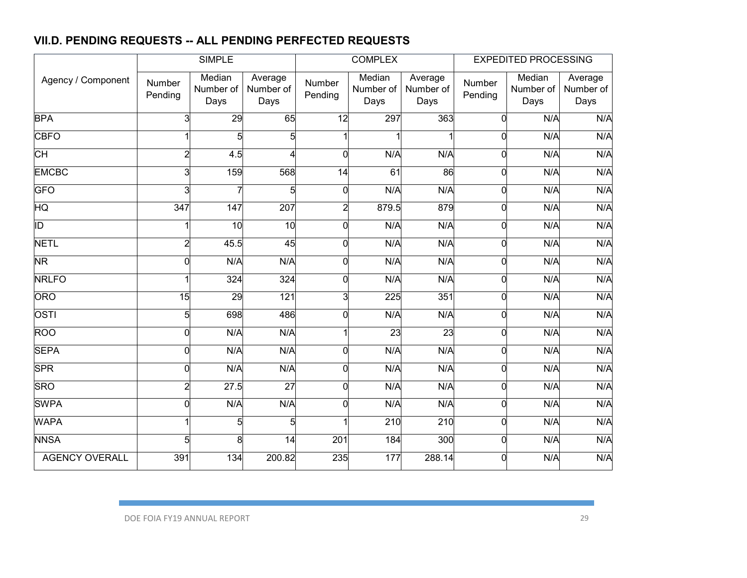## VII.D. PENDING REQUESTS -- ALL PENDING PERFECTED REQUESTS

| Agency / Component | SIMPLE | | | COMPLEX | | | EXPEDITED PROCESSING | | |
|---|---|---|---|---|---|---|---|---|---|
| | Number Pending | Median Number of Days | Average Number of Days | Number Pending | Median Number of Days | Average Number of Days | Number Pending | Median Number of Days | Average Number of Days |
| BPA | 3 | 29 | 65 | 12 | 297 | 363 | 0 | N/A | N/A |
| CBFO | 1 | 5 | 5 | 1 | 1 | 1 | 0 | N/A | N/A |
| CH | 2 | 4.5 | 4 | 0 | N/A | N/A | 0 | N/A | N/A |
| EMCBC | 3 | 159 | 568 | 14 | 61 | 86 | 0 | N/A | N/A |
| GFO | 3 | 7 | 5 | 0 | N/A | N/A | 0 | N/A | N/A |
| HQ | 347 | 147 | 207 | 2 | 879.5 | 879 | 0 | N/A | N/A |
| ID | 1 | 10 | 10 | 0 | N/A | N/A | 0 | N/A | N/A |
| NETL | 2 | 45.5 | 45 | 0 | N/A | N/A | 0 | N/A | N/A |
| NR | 0 | N/A | N/A | 0 | N/A | N/A | 0 | N/A | N/A |
| NRLFO | 1 | 324 | 324 | 0 | N/A | N/A | 0 | N/A | N/A |
| ORO | 15 | 29 | 121 | 3 | 225 | 351 | 0 | N/A | N/A |
| OSTI | 5 | 698 | 486 | 0 | N/A | N/A | 0 | N/A | N/A |
| ROO | 0 | N/A | N/A | 1 | 23 | 23 | 0 | N/A | N/A |
| SEPA | 0 | N/A | N/A | 0 | N/A | N/A | 0 | N/A | N/A |
| SPR | 0 | N/A | N/A | 0 | N/A | N/A | 0 | N/A | N/A |
| SRO | 2 | 27.5 | 27 | 0 | N/A | N/A | 0 | N/A | N/A |
| SWPA | 0 | N/A | N/A | 0 | N/A | N/A | 0 | N/A | N/A |
| WAPA | 1 | 5 | 5 | 1 | 210 | 210 | 0 | N/A | N/A |
| NNSA | 5 | 8 | 14 | 201 | 184 | 300 | 0 | N/A | N/A |
| AGENCY OVERALL | 391 | 134 | 200.82 | 235 | 177 | 288.14 | 0 | N/A | N/A |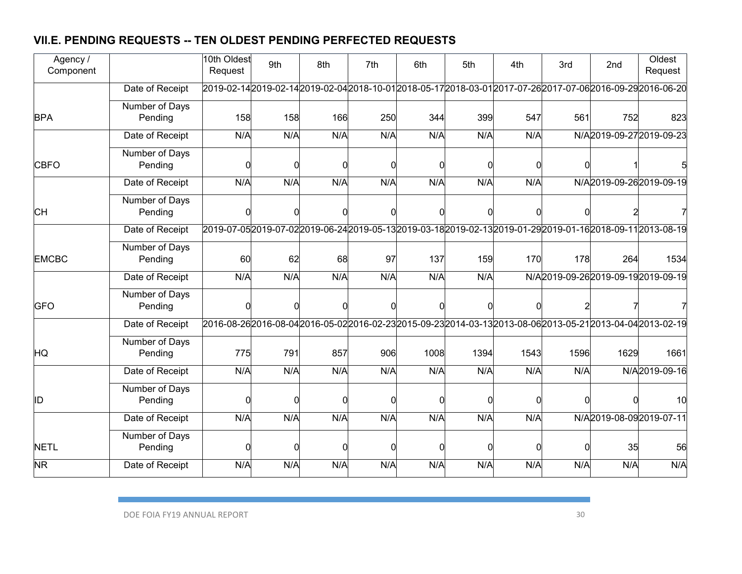### VII.E. PENDING REQUESTS -- TEN OLDEST PENDING PERFECTED REQUESTS

| Agency / Component | | 10th Oldest Request | 9th | 8th | 7th | 6th | 5th | 4th | 3rd | 2nd | Oldest Request |
|---|---|---|---|---|---|---|---|---|---|---|---|
| BPA | Date of Receipt | 2019-02-14 | 2019-02-14 | 2019-02-04 | 2018-10-01 | 2018-05-17 | 2018-03-01 | 2017-07-26 | 2017-07-06 | 2016-09-29 | 2016-06-20 |
| | Number of Days Pending | 158 | 158 | 166 | 250 | 344 | 399 | 547 | 561 | 752 | 823 |
| CBFO | Date of Receipt | N/A | N/A | N/A | N/A | N/A | N/A | N/A | N/A | 2019-09-27 | 2019-09-23 |
| | Number of Days Pending | 0 | 0 | 0 | 0 | 0 | 0 | 0 | 0 | 1 | 5 |
| CH | Date of Receipt | N/A | N/A | N/A | N/A | N/A | N/A | N/A | N/A | 2019-09-26 | 2019-09-19 |
| | Number of Days Pending | 0 | 0 | 0 | 0 | 0 | 0 | 0 | 0 | 2 | 7 |
| EMCBC | Date of Receipt | 2019-07-05 | 2019-07-02 | 2019-06-24 | 2019-05-13 | 2019-03-18 | 2019-02-13 | 2019-01-29 | 2019-01-16 | 2018-09-11 | 2013-08-19 |
| | Number of Days Pending | 60 | 62 | 68 | 97 | 137 | 159 | 170 | 178 | 264 | 1534 |
| GFO | Date of Receipt | N/A | N/A | N/A | N/A | N/A | N/A | N/A | 2019-09-26 | 2019-09-19 | 2019-09-19 |
| | Number of Days Pending | 0 | 0 | 0 | 0 | 0 | 0 | 0 | 2 | 7 | 7 |
| HQ | Date of Receipt | 2016-08-26 | 2016-08-04 | 2016-05-02 | 2016-02-23 | 2015-09-23 | 2014-03-13 | 2013-08-06 | 2013-05-21 | 2013-04-04 | 2013-02-19 |
| | Number of Days Pending | 775 | 791 | 857 | 906 | 1008 | 1394 | 1543 | 1596 | 1629 | 1661 |
| ID | Date of Receipt | N/A | N/A | N/A | N/A | N/A | N/A | N/A | N/A | N/A | 2019-09-16 |
| | Number of Days Pending | 0 | 0 | 0 | 0 | 0 | 0 | 0 | 0 | 0 | 10 |
| NETL | Date of Receipt | N/A | N/A | N/A | N/A | N/A | N/A | N/A | N/A | 2019-08-09 | 2019-07-11 |
| | Number of Days Pending | 0 | 0 | 0 | 0 | 0 | 0 | 0 | 0 | 35 | 56 |
| NR | Date of Receipt | N/A | N/A | N/A | N/A | N/A | N/A | N/A | N/A | N/A | N/A |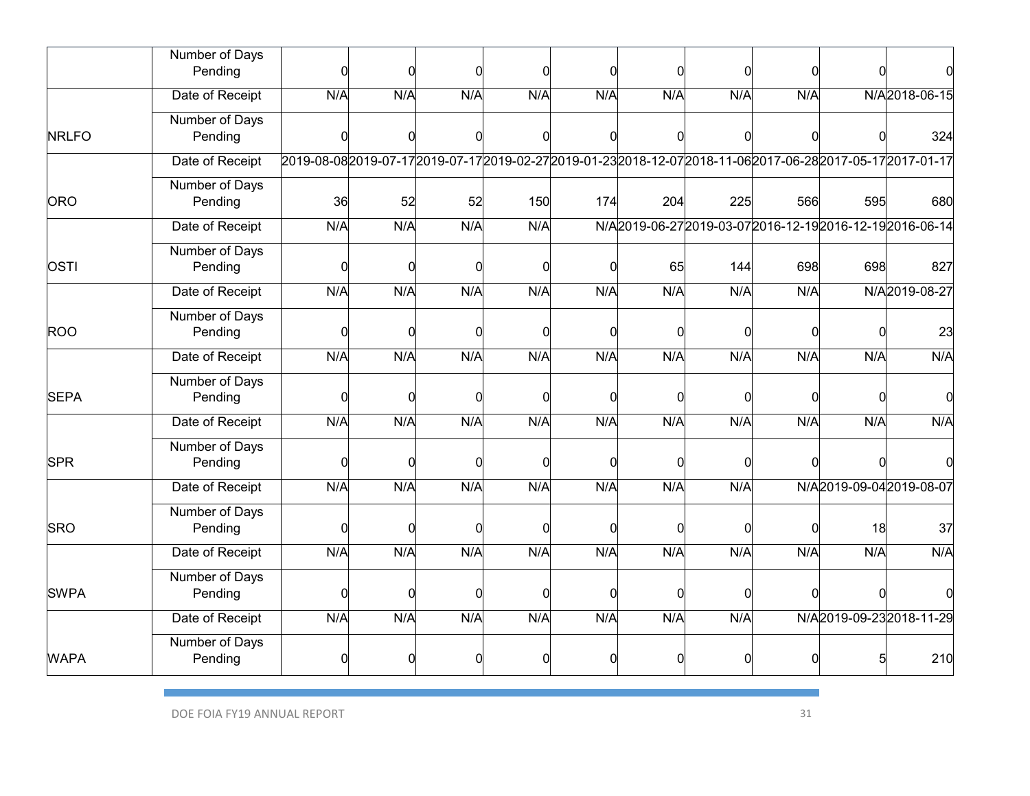| | Number of Days Pending | 0 | 0 | 0 | 0 | 0 | 0 | 0 | 0 | 0 | 0 |
|---|---|---|---|---|---|---|---|---|---|---|---|
| NRLFO | Date of Receipt | N/A | N/A | N/A | N/A | N/A | N/A | N/A | N/A | N/A | 2018-06-15 |
| | Number of Days Pending | 0 | 0 | 0 | 0 | 0 | 0 | 0 | 0 | 0 | 324 |
| ORO | Date of Receipt | 2019-08-08 | 2019-07-17 | 2019-07-17 | 2019-02-27 | 2019-01-23 | 2018-12-07 | 2018-11-06 | 2017-06-28 | 2017-05-17 | 2017-01-17 |
| | Number of Days Pending | 36 | 52 | 52 | 150 | 174 | 204 | 225 | 566 | 595 | 680 |
| OSTI | Date of Receipt | N/A | N/A | N/A | N/A | N/A | 2019-06-27 | 2019-03-07 | 2016-12-19 | 2016-12-19 | 2016-06-14 |
| | Number of Days Pending | 0 | 0 | 0 | 0 | 0 | 65 | 144 | 698 | 698 | 827 |
| ROO | Date of Receipt | N/A | N/A | N/A | N/A | N/A | N/A | N/A | N/A | N/A | 2019-08-27 |
| | Number of Days Pending | 0 | 0 | 0 | 0 | 0 | 0 | 0 | 0 | 0 | 23 |
| SEPA | Date of Receipt | N/A | N/A | N/A | N/A | N/A | N/A | N/A | N/A | N/A | N/A |
| | Number of Days Pending | 0 | 0 | 0 | 0 | 0 | 0 | 0 | 0 | 0 | 0 |
| SPR | Date of Receipt | N/A | N/A | N/A | N/A | N/A | N/A | N/A | N/A | N/A | N/A |
| | Number of Days Pending | 0 | 0 | 0 | 0 | 0 | 0 | 0 | 0 | 0 | 0 |
| SRO | Date of Receipt | N/A | N/A | N/A | N/A | N/A | N/A | N/A | N/A | 2019-09-04 | 2019-08-07 |
| | Number of Days Pending | 0 | 0 | 0 | 0 | 0 | 0 | 0 | 0 | 18 | 37 |
| SWPA | Date of Receipt | N/A | N/A | N/A | N/A | N/A | N/A | N/A | N/A | N/A | N/A |
| | Number of Days Pending | 0 | 0 | 0 | 0 | 0 | 0 | 0 | 0 | 0 | 0 |
| WAPA | Date of Receipt | N/A | N/A | N/A | N/A | N/A | N/A | N/A | N/A | 2019-09-23 | 2018-11-29 |
| | Number of Days Pending | 0 | 0 | 0 | 0 | 0 | 0 | 0 | 0 | 5 | 210 |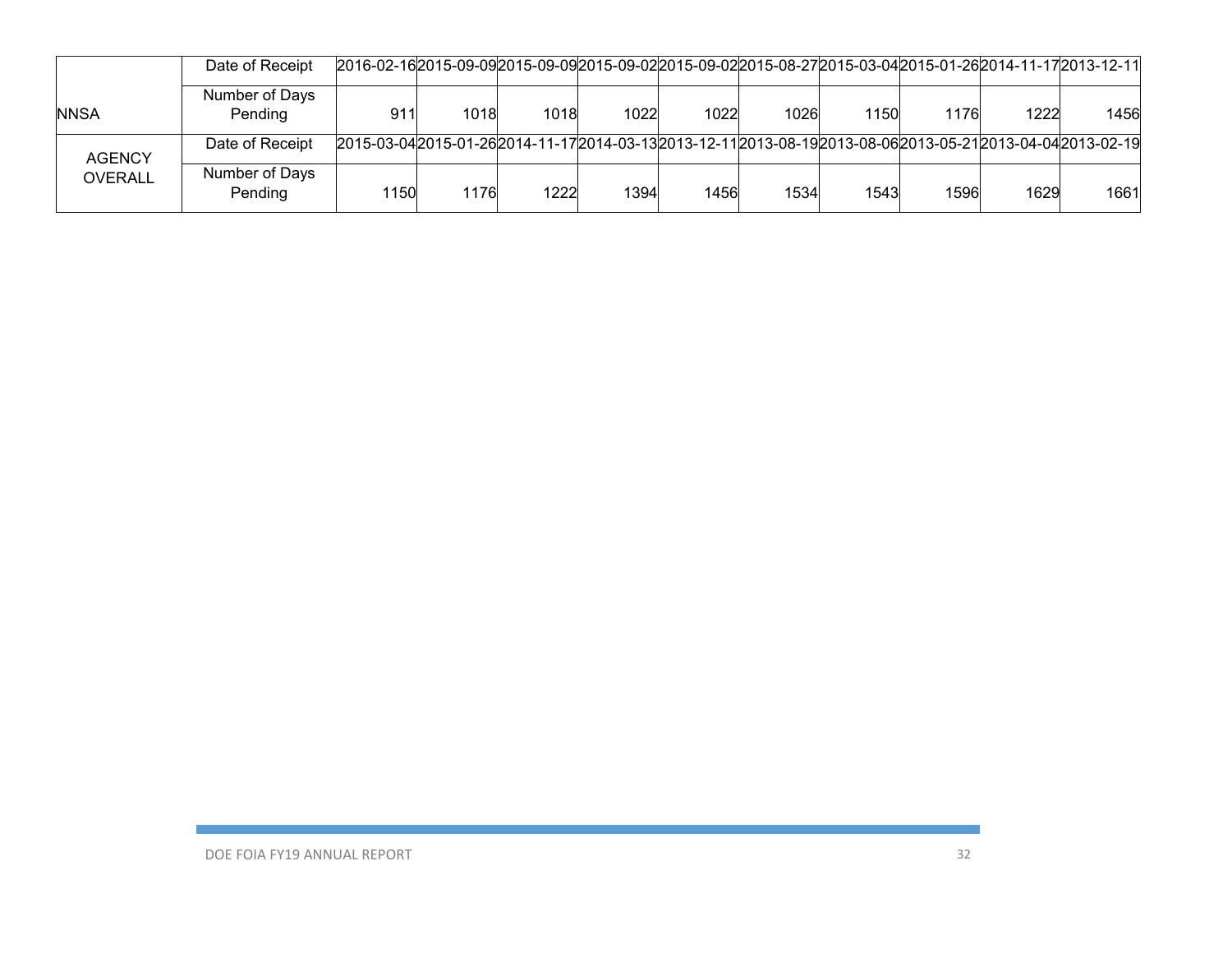| | | | | | | | | | | | |
|---|---|---|---|---|---|---|---|---|---|---|---|
| NNSA | Date of Receipt | 2016-02-16 | 2015-09-09 | 2015-09-09 | 2015-09-02 | 2015-09-02 | 2015-08-27 | 2015-03-04 | 2015-01-26 | 2014-11-17 | 2013-12-11 |
| | Number of Days Pending | 911 | 1018 | 1018 | 1022 | 1022 | 1026 | 1150 | 1176 | 1222 | 1456 |
| AGENCY OVERALL | Date of Receipt | 2015-03-04 | 2015-01-26 | 2014-11-17 | 2014-03-13 | 2013-12-11 | 2013-08-19 | 2013-08-06 | 2013-05-21 | 2013-04-04 | 2013-02-19 |
| | Number of Days Pending | 1150 | 1176 | 1222 | 1394 | 1456 | 1534 | 1543 | 1596 | 1629 | 1661 |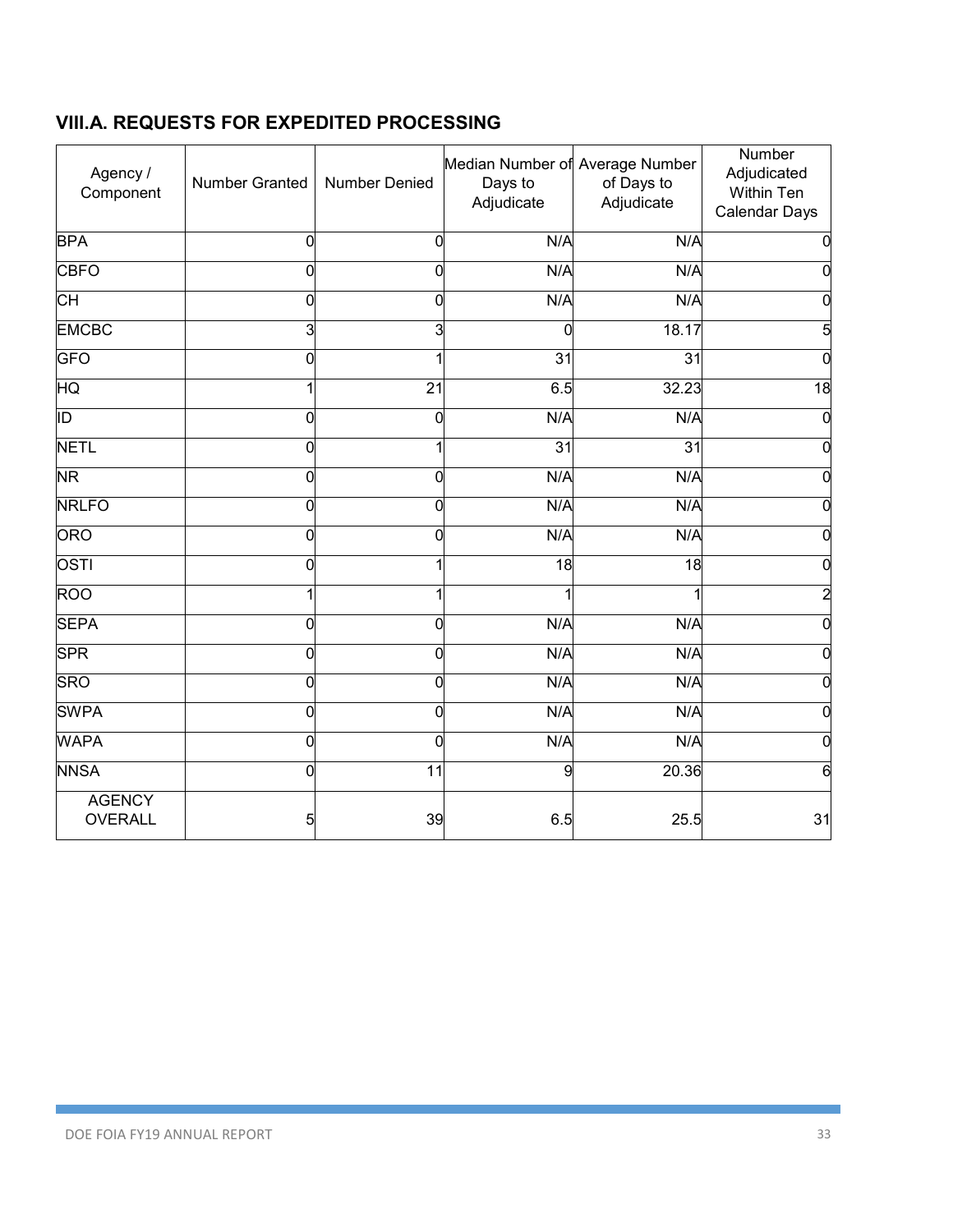## VIII.A. REQUESTS FOR EXPEDITED PROCESSING

| Agency / Component | Number Granted | Number Denied | Median Number of Days to Adjudicate | Average Number of Days to Adjudicate | Number Adjudicated Within Ten Calendar Days |
|---|---|---|---|---|---|
| BPA | 0 | 0 | N/A | N/A | 0 |
| CBFO | 0 | 0 | N/A | N/A | 0 |
| CH | 0 | 0 | N/A | N/A | 0 |
| EMCBC | 3 | 3 | 0 | 18.17 | 5 |
| GFO | 0 | 1 | 31 | 31 | 0 |
| HQ | 1 | 21 | 6.5 | 32.23 | 18 |
| ID | 0 | 0 | N/A | N/A | 0 |
| NETL | 0 | 1 | 31 | 31 | 0 |
| NR | 0 | 0 | N/A | N/A | 0 |
| NRLFO | 0 | 0 | N/A | N/A | 0 |
| ORO | 0 | 0 | N/A | N/A | 0 |
| OSTI | 0 | 1 | 18 | 18 | 0 |
| ROO | 1 | 1 | 1 | 1 | 2 |
| SEPA | 0 | 0 | N/A | N/A | 0 |
| SPR | 0 | 0 | N/A | N/A | 0 |
| SRO | 0 | 0 | N/A | N/A | 0 |
| SWPA | 0 | 0 | N/A | N/A | 0 |
| WAPA | 0 | 0 | N/A | N/A | 0 |
| NNSA | 0 | 11 | 9 | 20.36 | 6 |
| AGENCY OVERALL | 5 | 39 | 6.5 | 25.5 | 31 |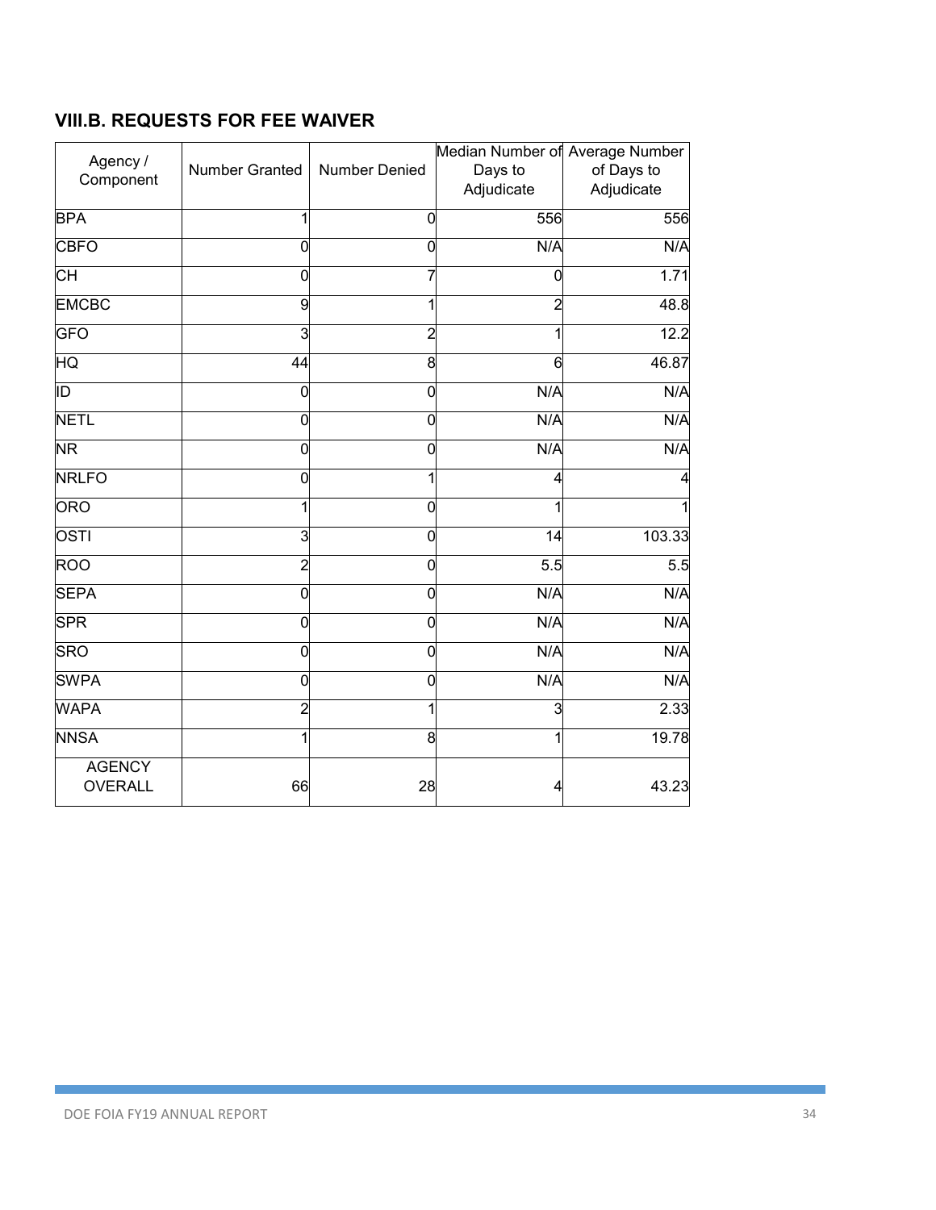## VIII.B. REQUESTS FOR FEE WAIVER

| Agency / Component | Number Granted | Number Denied | Median Number of Days to Adjudicate | Average Number of Days to Adjudicate |
|---|---|---|---|---|
| BPA | 1 | 0 | 556 | 556 |
| CBFO | 0 | 0 | N/A | N/A |
| CH | 0 | 7 | 0 | 1.71 |
| EMCBC | 9 | 1 | 2 | 48.8 |
| GFO | 3 | 2 | 1 | 12.2 |
| HQ | 44 | 8 | 6 | 46.87 |
| ID | 0 | 0 | N/A | N/A |
| NETL | 0 | 0 | N/A | N/A |
| NR | 0 | 0 | N/A | N/A |
| NRLFO | 0 | 1 | 4 | 4 |
| ORO | 1 | 0 | 1 | 1 |
| OSTI | 3 | 0 | 14 | 103.33 |
| ROO | 2 | 0 | 5.5 | 5.5 |
| SEPA | 0 | 0 | N/A | N/A |
| SPR | 0 | 0 | N/A | N/A |
| SRO | 0 | 0 | N/A | N/A |
| SWPA | 0 | 0 | N/A | N/A |
| WAPA | 2 | 1 | 3 | 2.33 |
| NNSA | 1 | 8 | 1 | 19.78 |
| AGENCY OVERALL | 66 | 28 | 4 | 43.23 |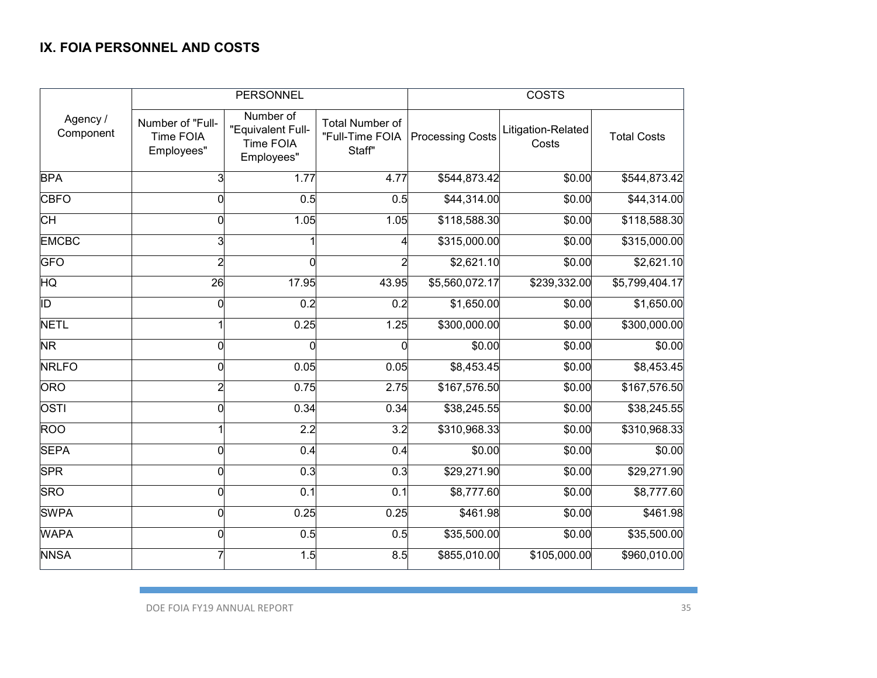## IX. FOIA PERSONNEL AND COSTS

| Agency / Component | PERSONNEL | | | COSTS | | |
|---|---|---|---|---|---|---|
| | Number of "Full-Time FOIA Employees" | Number of "Equivalent Full-Time FOIA Employees" | Total Number of "Full-Time FOIA Staff" | Processing Costs | Litigation-Related Costs | Total Costs |
| BPA | 3 | 1.77 | 4.77 | $544,873.42 | $0.00 | $544,873.42 |
| CBFO | 0 | 0.5 | 0.5 | $44,314.00 | $0.00 | $44,314.00 |
| CH | 0 | 1.05 | 1.05 | $118,588.30 | $0.00 | $118,588.30 |
| EMCBC | 3 | 1 | 4 | $315,000.00 | $0.00 | $315,000.00 |
| GFO | 2 | 0 | 2 | $2,621.10 | $0.00 | $2,621.10 |
| HQ | 26 | 17.95 | 43.95 | $5,560,072.17 | $239,332.00 | $5,799,404.17 |
| ID | 0 | 0.2 | 0.2 | $1,650.00 | $0.00 | $1,650.00 |
| NETL | 1 | 0.25 | 1.25 | $300,000.00 | $0.00 | $300,000.00 |
| NR | 0 | 0 | 0 | $0.00 | $0.00 | $0.00 |
| NRLFO | 0 | 0.05 | 0.05 | $8,453.45 | $0.00 | $8,453.45 |
| ORO | 2 | 0.75 | 2.75 | $167,576.50 | $0.00 | $167,576.50 |
| OSTI | 0 | 0.34 | 0.34 | $38,245.55 | $0.00 | $38,245.55 |
| ROO | 1 | 2.2 | 3.2 | $310,968.33 | $0.00 | $310,968.33 |
| SEPA | 0 | 0.4 | 0.4 | $0.00 | $0.00 | $0.00 |
| SPR | 0 | 0.3 | 0.3 | $29,271.90 | $0.00 | $29,271.90 |
| SRO | 0 | 0.1 | 0.1 | $8,777.60 | $0.00 | $8,777.60 |
| SWPA | 0 | 0.25 | 0.25 | $461.98 | $0.00 | $461.98 |
| WAPA | 0 | 0.5 | 0.5 | $35,500.00 | $0.00 | $35,500.00 |
| NNSA | 7 | 1.5 | 8.5 | $855,010.00 | $105,000.00 | $960,010.00 |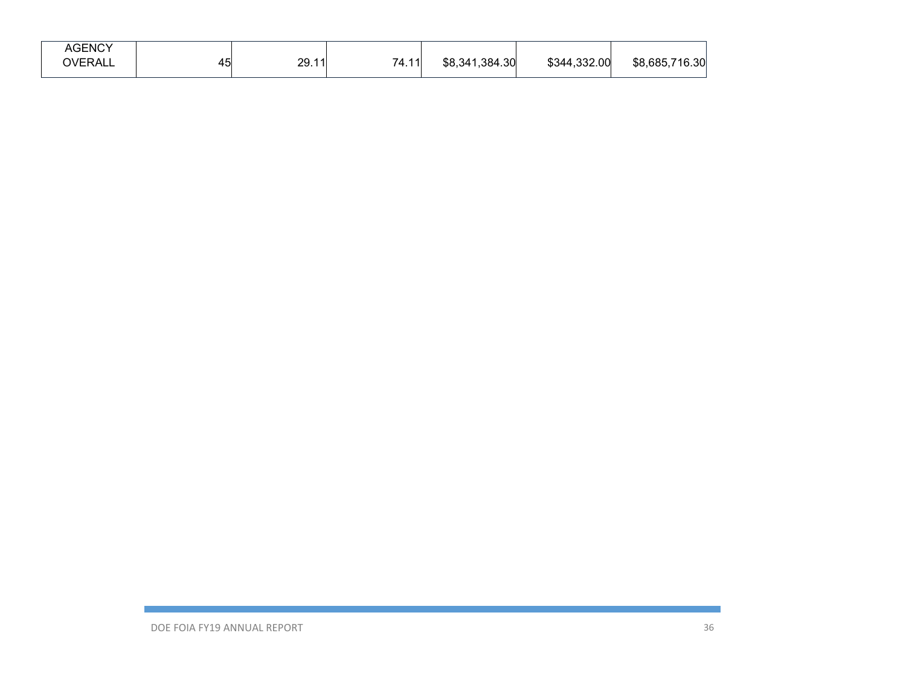| | | | | | | |
|---|---|---|---|---|---|---|
| AGENCY OVERALL | 45 | 29.11 | 74.11 | $8,341,384.30 | $344,332.00 | $8,685,716.30 |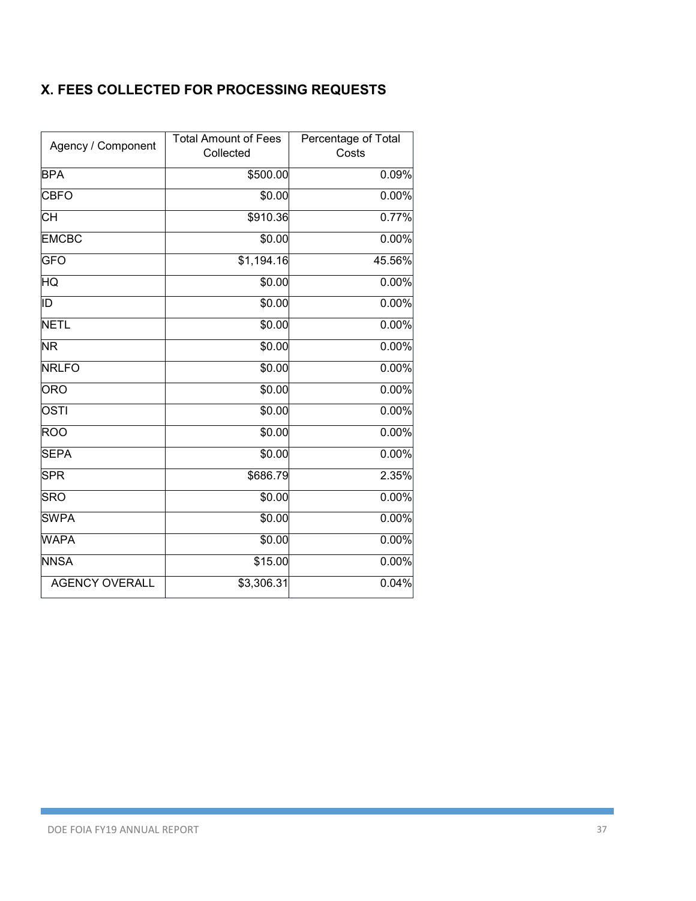## X. FEES COLLECTED FOR PROCESSING REQUESTS

| Agency / Component | Total Amount of Fees Collected | Percentage of Total Costs |
|---|---|---|
| BPA | $500.00 | 0.09% |
| CBFO | $0.00 | 0.00% |
| CH | $910.36 | 0.77% |
| EMCBC | $0.00 | 0.00% |
| GFO | $1,194.16 | 45.56% |
| HQ | $0.00 | 0.00% |
| ID | $0.00 | 0.00% |
| NETL | $0.00 | 0.00% |
| NR | $0.00 | 0.00% |
| NRLFO | $0.00 | 0.00% |
| ORO | $0.00 | 0.00% |
| OSTI | $0.00 | 0.00% |
| ROO | $0.00 | 0.00% |
| SEPA | $0.00 | 0.00% |
| SPR | $686.79 | 2.35% |
| SRO | $0.00 | 0.00% |
| SWPA | $0.00 | 0.00% |
| WAPA | $0.00 | 0.00% |
| NNSA | $15.00 | 0.00% |
| AGENCY OVERALL | $3,306.31 | 0.04% |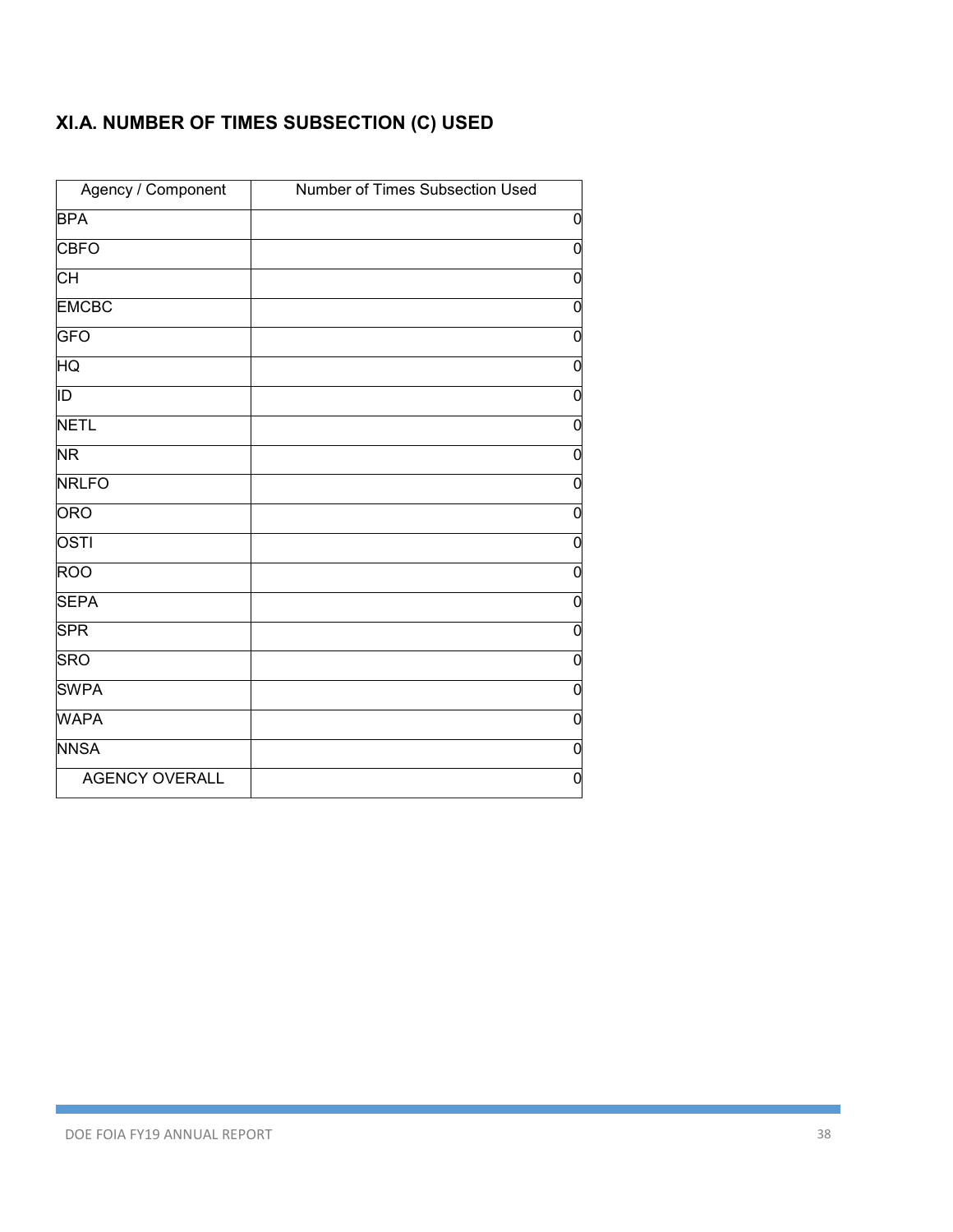## XI.A. NUMBER OF TIMES SUBSECTION (C) USED

| Agency / Component | Number of Times Subsection Used |
|---|---|
| BPA | 0 |
| CBFO | 0 |
| CH | 0 |
| EMCBC | 0 |
| GFO | 0 |
| HQ | 0 |
| ID | 0 |
| NETL | 0 |
| NR | 0 |
| NRLFO | 0 |
| ORO | 0 |
| OSTI | 0 |
| ROO | 0 |
| SEPA | 0 |
| SPR | 0 |
| SRO | 0 |
| SWPA | 0 |
| WAPA | 0 |
| NNSA | 0 |
| AGENCY OVERALL | 0 |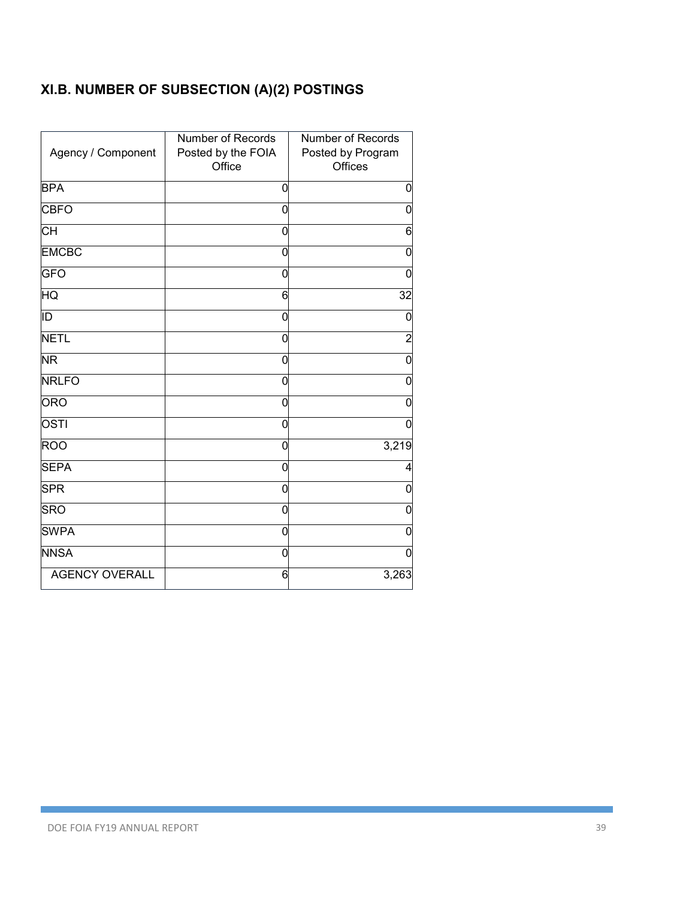## XI.B. NUMBER OF SUBSECTION (A)(2) POSTINGS

| Agency / Component | Number of Records Posted by the FOIA Office | Number of Records Posted by Program Offices |
|---|---|---|
| BPA | 0 | 0 |
| CBFO | 0 | 0 |
| CH | 0 | 6 |
| EMCBC | 0 | 0 |
| GFO | 0 | 0 |
| HQ | 6 | 32 |
| ID | 0 | 0 |
| NETL | 0 | 2 |
| NR | 0 | 0 |
| NRLFO | 0 | 0 |
| ORO | 0 | 0 |
| OSTI | 0 | 0 |
| ROO | 0 | 3,219 |
| SEPA | 0 | 4 |
| SPR | 0 | 0 |
| SRO | 0 | 0 |
| SWPA | 0 | 0 |
| NNSA | 0 | 0 |
| AGENCY OVERALL | 6 | 3,263 |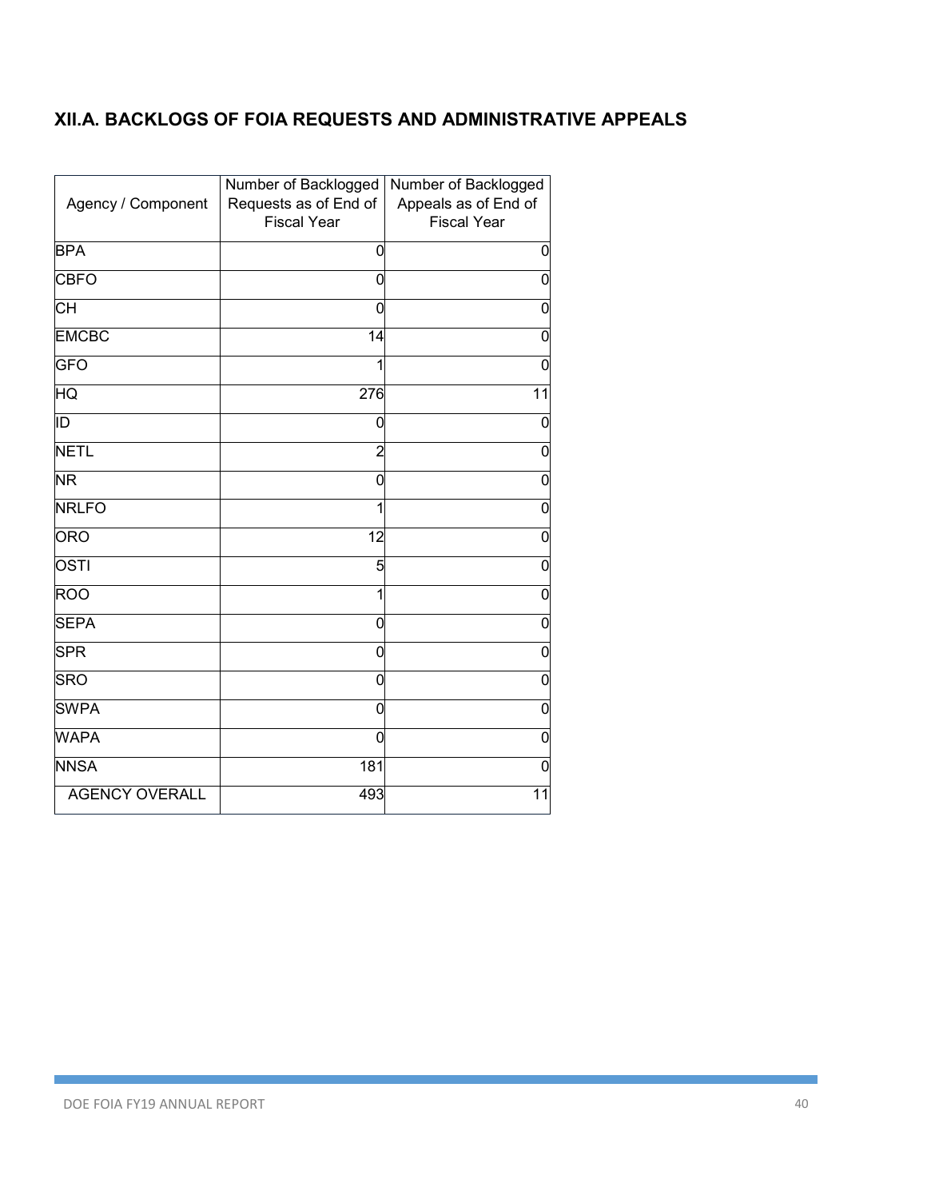## XII.A. BACKLOGS OF FOIA REQUESTS AND ADMINISTRATIVE APPEALS

| Agency / Component | Number of Backlogged Requests as of End of Fiscal Year | Number of Backlogged Appeals as of End of Fiscal Year |
|---|---|---|
| BPA | 0 | 0 |
| CBFO | 0 | 0 |
| CH | 0 | 0 |
| EMCBC | 14 | 0 |
| GFO | 1 | 0 |
| HQ | 276 | 11 |
| ID | 0 | 0 |
| NETL | 2 | 0 |
| NR | 0 | 0 |
| NRLFO | 1 | 0 |
| ORO | 12 | 0 |
| OSTI | 5 | 0 |
| ROO | 1 | 0 |
| SEPA | 0 | 0 |
| SPR | 0 | 0 |
| SRO | 0 | 0 |
| SWPA | 0 | 0 |
| WAPA | 0 | 0 |
| NNSA | 181 | 0 |
| AGENCY OVERALL | 493 | 11 |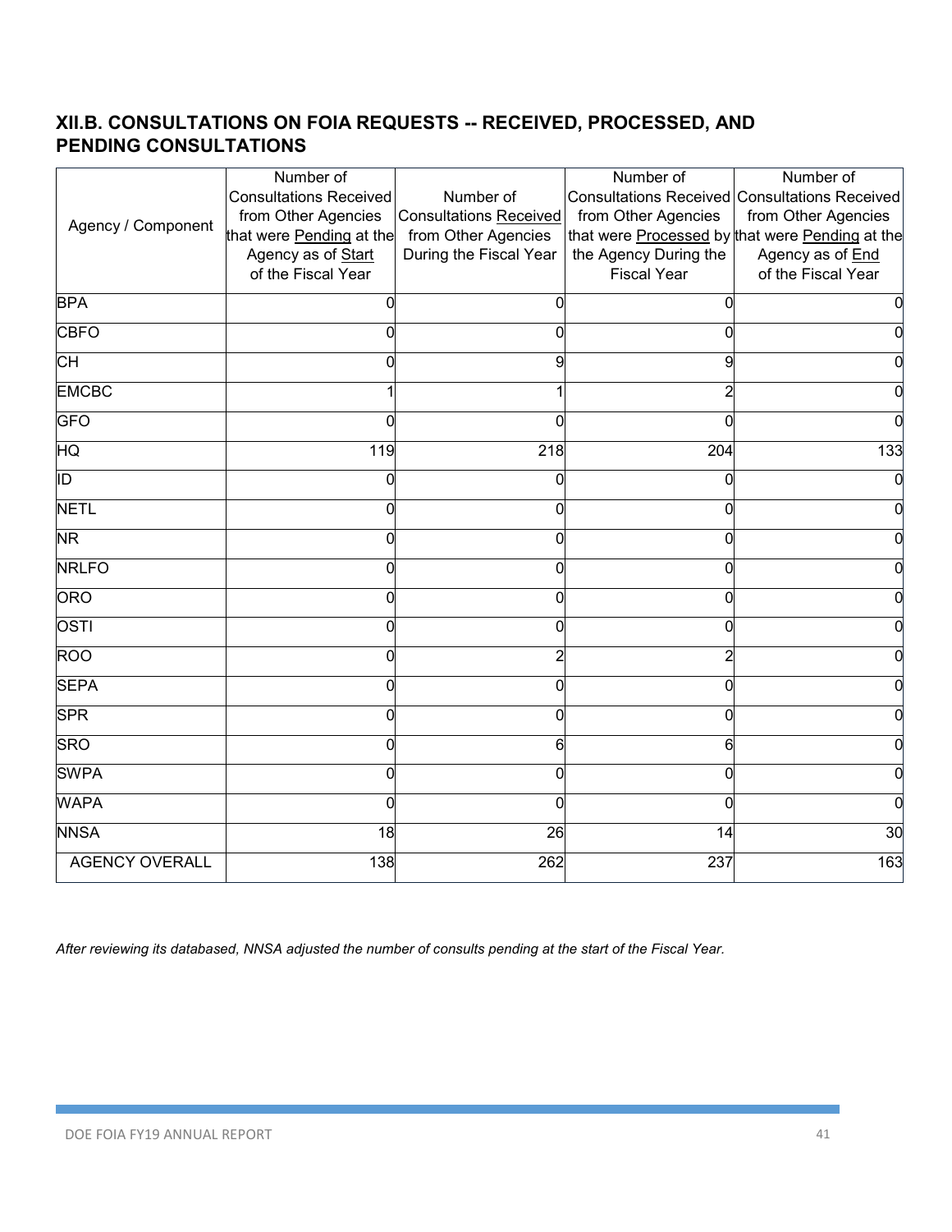## XII.B. CONSULTATIONS ON FOIA REQUESTS -- RECEIVED, PROCESSED, AND PENDING CONSULTATIONS

| Agency / Component | Number of Consultations Received from Other Agencies that were Pending at the Agency as of Start of the Fiscal Year | Number of Consultations Received from Other Agencies During the Fiscal Year | Number of Consultations Received from Other Agencies that were Processed by the Agency During the Fiscal Year | Number of Consultations Received from Other Agencies that were Pending at the Agency as of End of the Fiscal Year |
|---|---|---|---|---|
| BPA | 0 | 0 | 0 | 0 |
| CBFO | 0 | 0 | 0 | 0 |
| CH | 0 | 9 | 9 | 0 |
| EMCBC | 1 | 1 | 2 | 0 |
| GFO | 0 | 0 | 0 | 0 |
| HQ | 119 | 218 | 204 | 133 |
| ID | 0 | 0 | 0 | 0 |
| NETL | 0 | 0 | 0 | 0 |
| NR | 0 | 0 | 0 | 0 |
| NRLFO | 0 | 0 | 0 | 0 |
| ORO | 0 | 0 | 0 | 0 |
| OSTI | 0 | 0 | 0 | 0 |
| ROO | 0 | 2 | 2 | 0 |
| SEPA | 0 | 0 | 0 | 0 |
| SPR | 0 | 0 | 0 | 0 |
| SRO | 0 | 6 | 6 | 0 |
| SWPA | 0 | 0 | 0 | 0 |
| WAPA | 0 | 0 | 0 | 0 |
| NNSA | 18 | 26 | 14 | 30 |
| AGENCY OVERALL | 138 | 262 | 237 | 163 |

*After reviewing its databased, NNSA adjusted the number of consults pending at the start of the Fiscal Year.*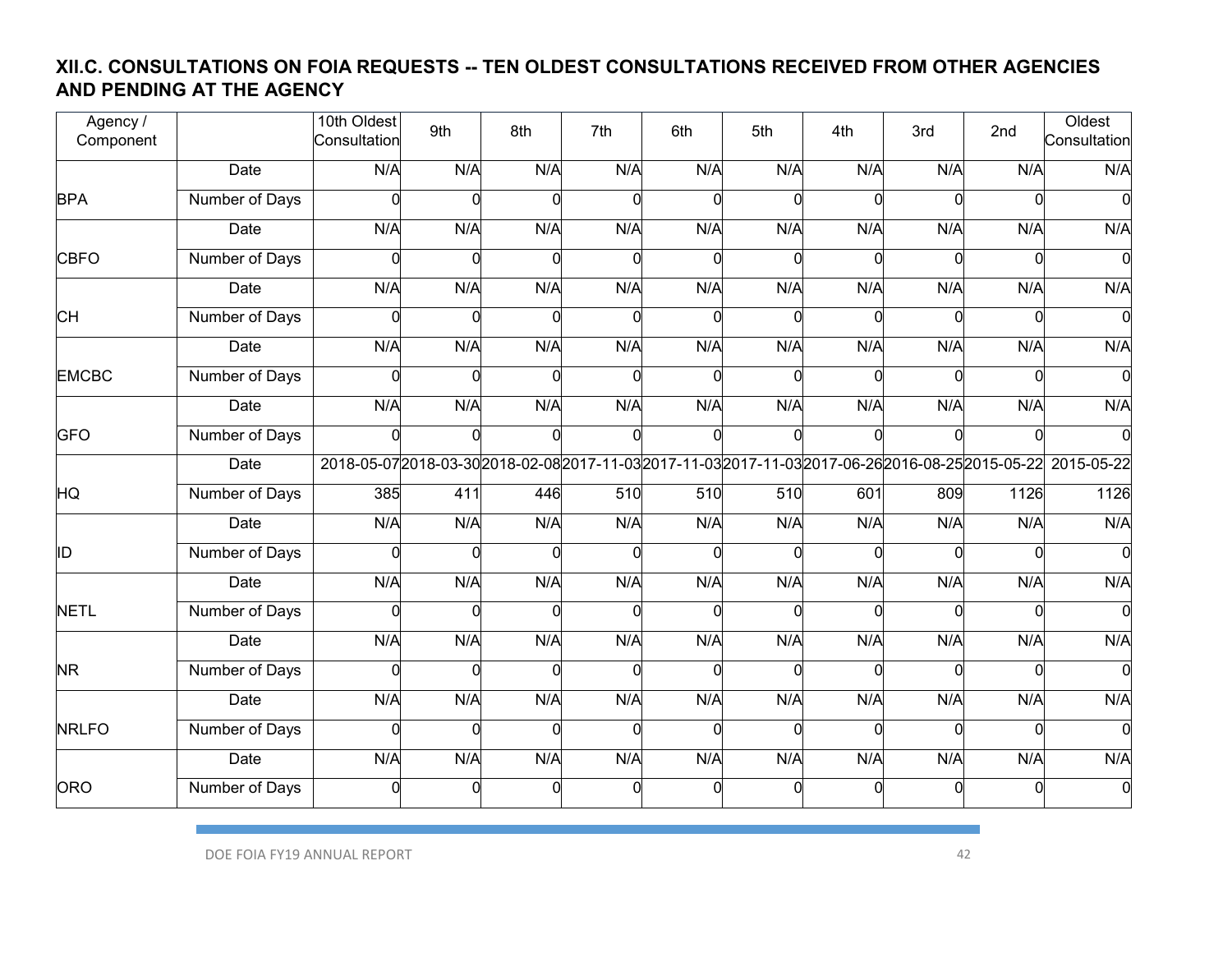### XII.C. CONSULTATIONS ON FOIA REQUESTS -- TEN OLDEST CONSULTATIONS RECEIVED FROM OTHER AGENCIES AND PENDING AT THE AGENCY

| Agency / Component | | 10th Oldest Consultation | 9th | 8th | 7th | 6th | 5th | 4th | 3rd | 2nd | Oldest Consultation |
|---|---|---|---|---|---|---|---|---|---|---|---|
| BPA | Date | N/A | N/A | N/A | N/A | N/A | N/A | N/A | N/A | N/A | N/A |
| | Number of Days | 0 | 0 | 0 | 0 | 0 | 0 | 0 | 0 | 0 | 0 |
| CBFO | Date | N/A | N/A | N/A | N/A | N/A | N/A | N/A | N/A | N/A | N/A |
| | Number of Days | 0 | 0 | 0 | 0 | 0 | 0 | 0 | 0 | 0 | 0 |
| CH | Date | N/A | N/A | N/A | N/A | N/A | N/A | N/A | N/A | N/A | N/A |
| | Number of Days | 0 | 0 | 0 | 0 | 0 | 0 | 0 | 0 | 0 | 0 |
| EMCBC | Date | N/A | N/A | N/A | N/A | N/A | N/A | N/A | N/A | N/A | N/A |
| | Number of Days | 0 | 0 | 0 | 0 | 0 | 0 | 0 | 0 | 0 | 0 |
| GFO | Date | N/A | N/A | N/A | N/A | N/A | N/A | N/A | N/A | N/A | N/A |
| | Number of Days | 0 | 0 | 0 | 0 | 0 | 0 | 0 | 0 | 0 | 0 |
| HQ | Date | 2018-05-07 | 2018-03-30 | 2018-02-08 | 2017-11-03 | 2017-11-03 | 2017-11-03 | 2017-06-26 | 2016-08-25 | 2015-05-22 | 2015-05-22 |
| | Number of Days | 385 | 411 | 446 | 510 | 510 | 510 | 601 | 809 | 1126 | 1126 |
| ID | Date | N/A | N/A | N/A | N/A | N/A | N/A | N/A | N/A | N/A | N/A |
| | Number of Days | 0 | 0 | 0 | 0 | 0 | 0 | 0 | 0 | 0 | 0 |
| NETL | Date | N/A | N/A | N/A | N/A | N/A | N/A | N/A | N/A | N/A | N/A |
| | Number of Days | 0 | 0 | 0 | 0 | 0 | 0 | 0 | 0 | 0 | 0 |
| NR | Date | N/A | N/A | N/A | N/A | N/A | N/A | N/A | N/A | N/A | N/A |
| | Number of Days | 0 | 0 | 0 | 0 | 0 | 0 | 0 | 0 | 0 | 0 |
| NRLFO | Date | N/A | N/A | N/A | N/A | N/A | N/A | N/A | N/A | N/A | N/A |
| | Number of Days | 0 | 0 | 0 | 0 | 0 | 0 | 0 | 0 | 0 | 0 |
| ORO | Date | N/A | N/A | N/A | N/A | N/A | N/A | N/A | N/A | N/A | N/A |
| | Number of Days | 0 | 0 | 0 | 0 | 0 | 0 | 0 | 0 | 0 | 0 |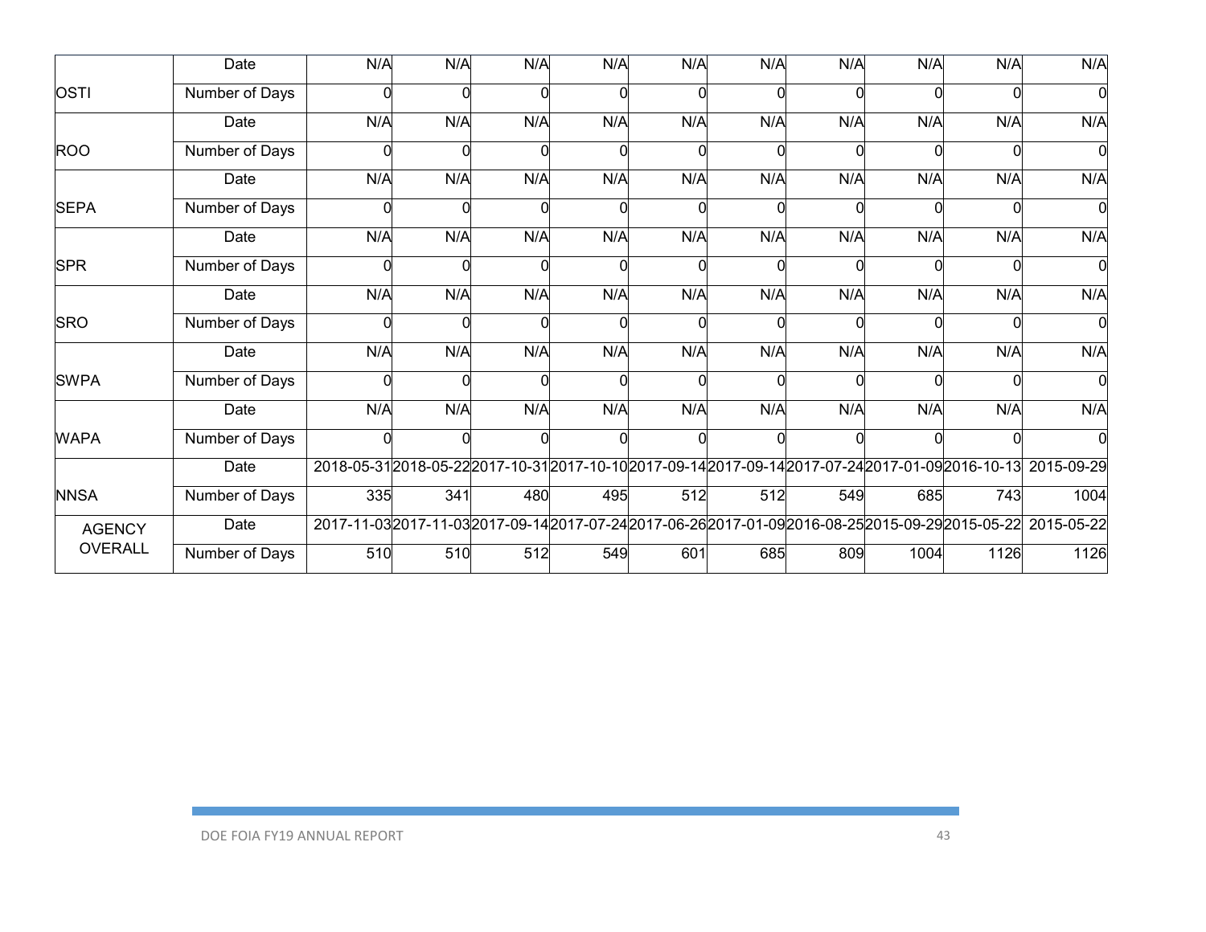| | | | | | | | | | | | |
|---|---|---|---|---|---|---|---|---|---|---|---|
| OSTI | Date | N/A | N/A | N/A | N/A | N/A | N/A | N/A | N/A | N/A | N/A |
| | Number of Days | 0 | 0 | 0 | 0 | 0 | 0 | 0 | 0 | 0 | 0 |
| ROO | Date | N/A | N/A | N/A | N/A | N/A | N/A | N/A | N/A | N/A | N/A |
| | Number of Days | 0 | 0 | 0 | 0 | 0 | 0 | 0 | 0 | 0 | 0 |
| SEPA | Date | N/A | N/A | N/A | N/A | N/A | N/A | N/A | N/A | N/A | N/A |
| | Number of Days | 0 | 0 | 0 | 0 | 0 | 0 | 0 | 0 | 0 | 0 |
| SPR | Date | N/A | N/A | N/A | N/A | N/A | N/A | N/A | N/A | N/A | N/A |
| | Number of Days | 0 | 0 | 0 | 0 | 0 | 0 | 0 | 0 | 0 | 0 |
| SRO | Date | N/A | N/A | N/A | N/A | N/A | N/A | N/A | N/A | N/A | N/A |
| | Number of Days | 0 | 0 | 0 | 0 | 0 | 0 | 0 | 0 | 0 | 0 |
| SWPA | Date | N/A | N/A | N/A | N/A | N/A | N/A | N/A | N/A | N/A | N/A |
| | Number of Days | 0 | 0 | 0 | 0 | 0 | 0 | 0 | 0 | 0 | 0 |
| WAPA | Date | N/A | N/A | N/A | N/A | N/A | N/A | N/A | N/A | N/A | N/A |
| | Number of Days | 0 | 0 | 0 | 0 | 0 | 0 | 0 | 0 | 0 | 0 |
| NNSA | Date | 2018-05-31 | 2018-05-22 | 2017-10-31 | 2017-10-10 | 2017-09-14 | 2017-09-14 | 2017-07-24 | 2017-01-09 | 2016-10-13 | 2015-09-29 |
| | Number of Days | 335 | 341 | 480 | 495 | 512 | 512 | 549 | 685 | 743 | 1004 |
| AGENCY OVERALL | Date | 2017-11-03 | 2017-11-03 | 2017-09-14 | 2017-07-24 | 2017-06-26 | 2017-01-09 | 2016-08-25 | 2015-09-29 | 2015-05-22 | 2015-05-22 |
| | Number of Days | 510 | 510 | 512 | 549 | 601 | 685 | 809 | 1004 | 1126 | 1126 |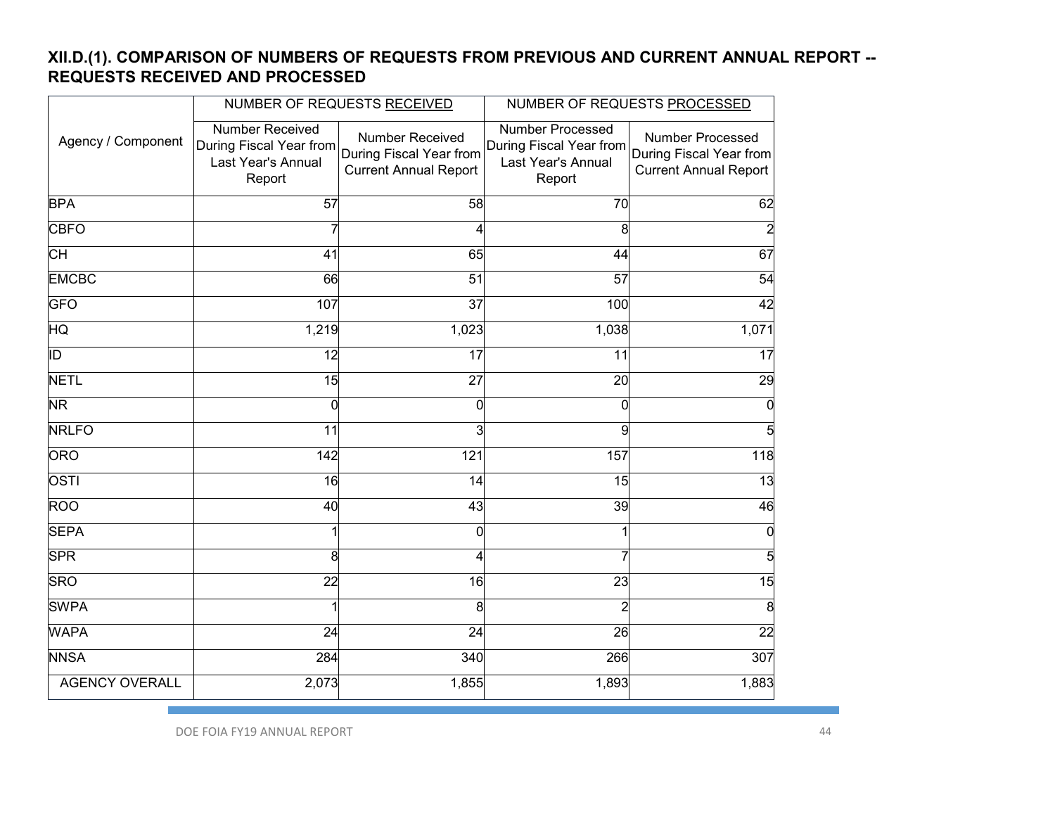## XII.D.(1). COMPARISON OF NUMBERS OF REQUESTS FROM PREVIOUS AND CURRENT ANNUAL REPORT -- REQUESTS RECEIVED AND PROCESSED

| Agency / Component | NUMBER OF REQUESTS RECEIVED | | NUMBER OF REQUESTS PROCESSED | |
|---|---|---|---|---|
| | Number Received During Fiscal Year from Last Year's Annual Report | Number Received During Fiscal Year from Current Annual Report | Number Processed During Fiscal Year from Last Year's Annual Report | Number Processed During Fiscal Year from Current Annual Report |
| BPA | 57 | 58 | 70 | 62 |
| CBFO | 7 | 4 | 8 | 2 |
| CH | 41 | 65 | 44 | 67 |
| EMCBC | 66 | 51 | 57 | 54 |
| GFO | 107 | 37 | 100 | 42 |
| HQ | 1,219 | 1,023 | 1,038 | 1,071 |
| ID | 12 | 17 | 11 | 17 |
| NETL | 15 | 27 | 20 | 29 |
| NR | 0 | 0 | 0 | 0 |
| NRLFO | 11 | 3 | 9 | 5 |
| ORO | 142 | 121 | 157 | 118 |
| OSTI | 16 | 14 | 15 | 13 |
| ROO | 40 | 43 | 39 | 46 |
| SEPA | 1 | 0 | 1 | 0 |
| SPR | 8 | 4 | 7 | 5 |
| SRO | 22 | 16 | 23 | 15 |
| SWPA | 1 | 8 | 2 | 8 |
| WAPA | 24 | 24 | 26 | 22 |
| NNSA | 284 | 340 | 266 | 307 |
| AGENCY OVERALL | 2,073 | 1,855 | 1,893 | 1,883 |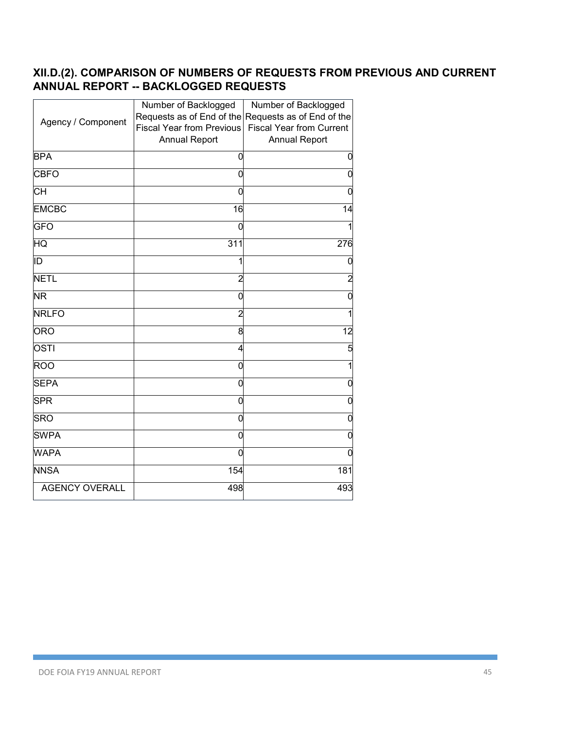## XII.D.(2). COMPARISON OF NUMBERS OF REQUESTS FROM PREVIOUS AND CURRENT ANNUAL REPORT -- BACKLOGGED REQUESTS

| Agency / Component | Number of Backlogged Requests as of End of the Fiscal Year from Previous Annual Report | Number of Backlogged Requests as of End of the Fiscal Year from Current Annual Report |
|---|---|---|
| BPA | 0 | 0 |
| CBFO | 0 | 0 |
| CH | 0 | 0 |
| EMCBC | 16 | 14 |
| GFO | 0 | 1 |
| HQ | 311 | 276 |
| ID | 1 | 0 |
| NETL | 2 | 2 |
| NR | 0 | 0 |
| NRLFO | 2 | 1 |
| ORO | 8 | 12 |
| OSTI | 4 | 5 |
| ROO | 0 | 1 |
| SEPA | 0 | 0 |
| SPR | 0 | 0 |
| SRO | 0 | 0 |
| SWPA | 0 | 0 |
| WAPA | 0 | 0 |
| NNSA | 154 | 181 |
| AGENCY OVERALL | 498 | 493 |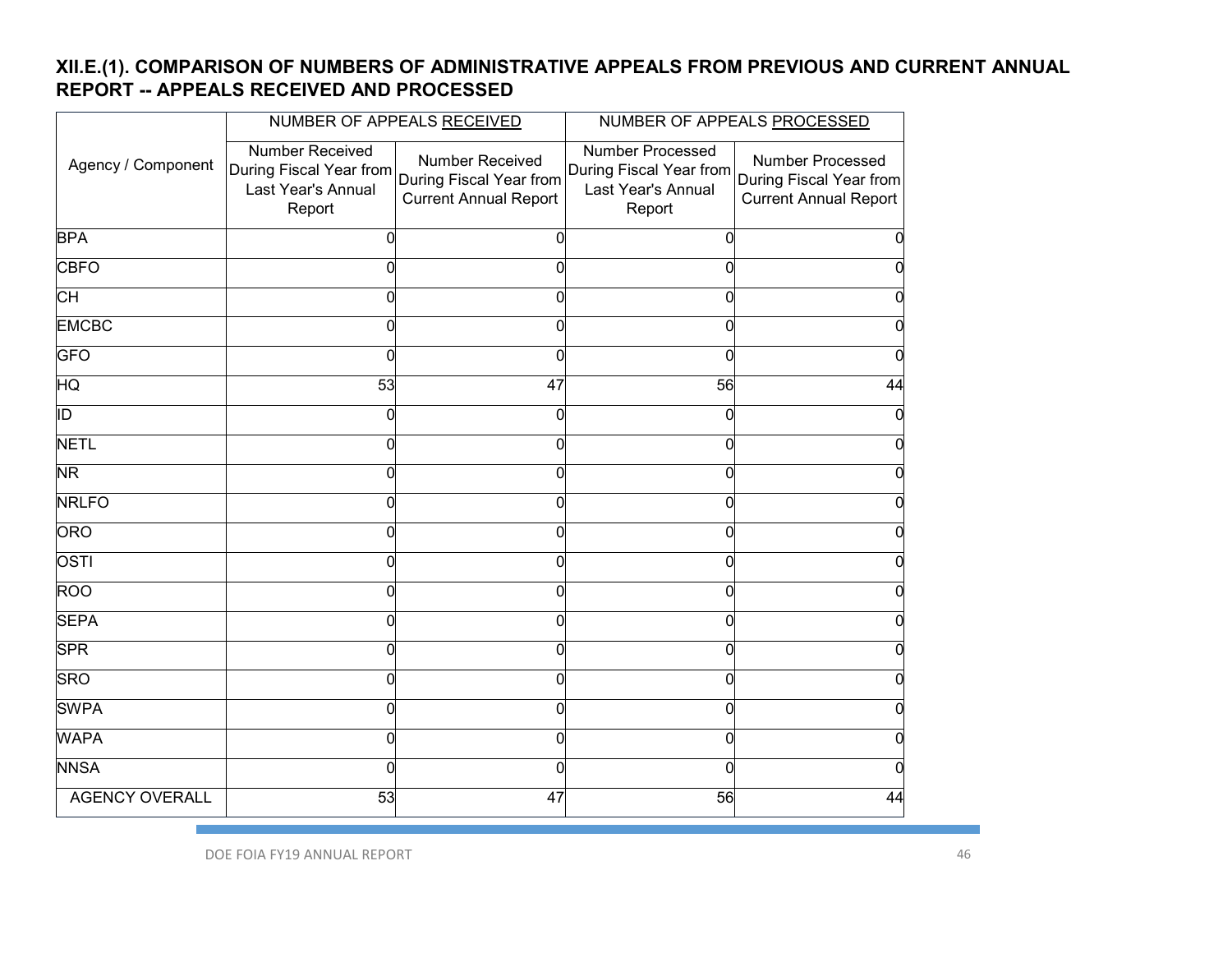## XII.E.(1). COMPARISON OF NUMBERS OF ADMINISTRATIVE APPEALS FROM PREVIOUS AND CURRENT ANNUAL REPORT -- APPEALS RECEIVED AND PROCESSED

| Agency / Component | NUMBER OF APPEALS RECEIVED | | NUMBER OF APPEALS PROCESSED | |
|---|---|---|---|---|
| | Number Received During Fiscal Year from Last Year's Annual Report | Number Received During Fiscal Year from Current Annual Report | Number Processed During Fiscal Year from Last Year's Annual Report | Number Processed During Fiscal Year from Current Annual Report |
| BPA | 0 | 0 | 0 | 0 |
| CBFO | 0 | 0 | 0 | 0 |
| CH | 0 | 0 | 0 | 0 |
| EMCBC | 0 | 0 | 0 | 0 |
| GFO | 0 | 0 | 0 | 0 |
| HQ | 53 | 47 | 56 | 44 |
| ID | 0 | 0 | 0 | 0 |
| NETL | 0 | 0 | 0 | 0 |
| NR | 0 | 0 | 0 | 0 |
| NRLFO | 0 | 0 | 0 | 0 |
| ORO | 0 | 0 | 0 | 0 |
| OSTI | 0 | 0 | 0 | 0 |
| ROO | 0 | 0 | 0 | 0 |
| SEPA | 0 | 0 | 0 | 0 |
| SPR | 0 | 0 | 0 | 0 |
| SRO | 0 | 0 | 0 | 0 |
| SWPA | 0 | 0 | 0 | 0 |
| WAPA | 0 | 0 | 0 | 0 |
| NNSA | 0 | 0 | 0 | 0 |
| AGENCY OVERALL | 53 | 47 | 56 | 44 |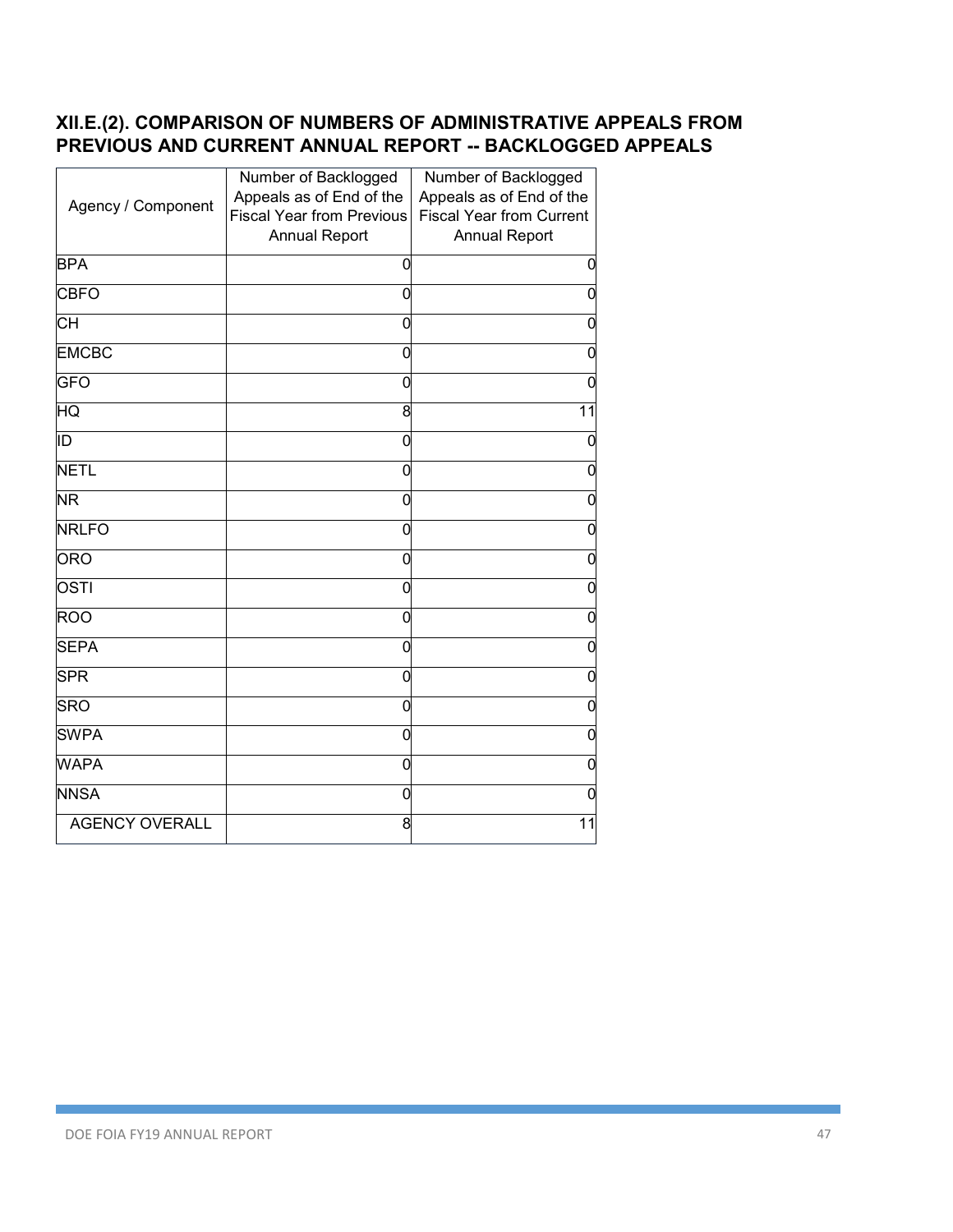## XII.E.(2). COMPARISON OF NUMBERS OF ADMINISTRATIVE APPEALS FROM PREVIOUS AND CURRENT ANNUAL REPORT -- BACKLOGGED APPEALS

| Agency / Component | Number of Backlogged Appeals as of End of the Fiscal Year from Previous Annual Report | Number of Backlogged Appeals as of End of the Fiscal Year from Current Annual Report |
|---|---|---|
| BPA | 0 | 0 |
| CBFO | 0 | 0 |
| CH | 0 | 0 |
| EMCBC | 0 | 0 |
| GFO | 0 | 0 |
| HQ | 8 | 11 |
| ID | 0 | 0 |
| NETL | 0 | 0 |
| NR | 0 | 0 |
| NRLFO | 0 | 0 |
| ORO | 0 | 0 |
| OSTI | 0 | 0 |
| ROO | 0 | 0 |
| SEPA | 0 | 0 |
| SPR | 0 | 0 |
| SRO | 0 | 0 |
| SWPA | 0 | 0 |
| WAPA | 0 | 0 |
| NNSA | 0 | 0 |
| AGENCY OVERALL | 8 | 11 |